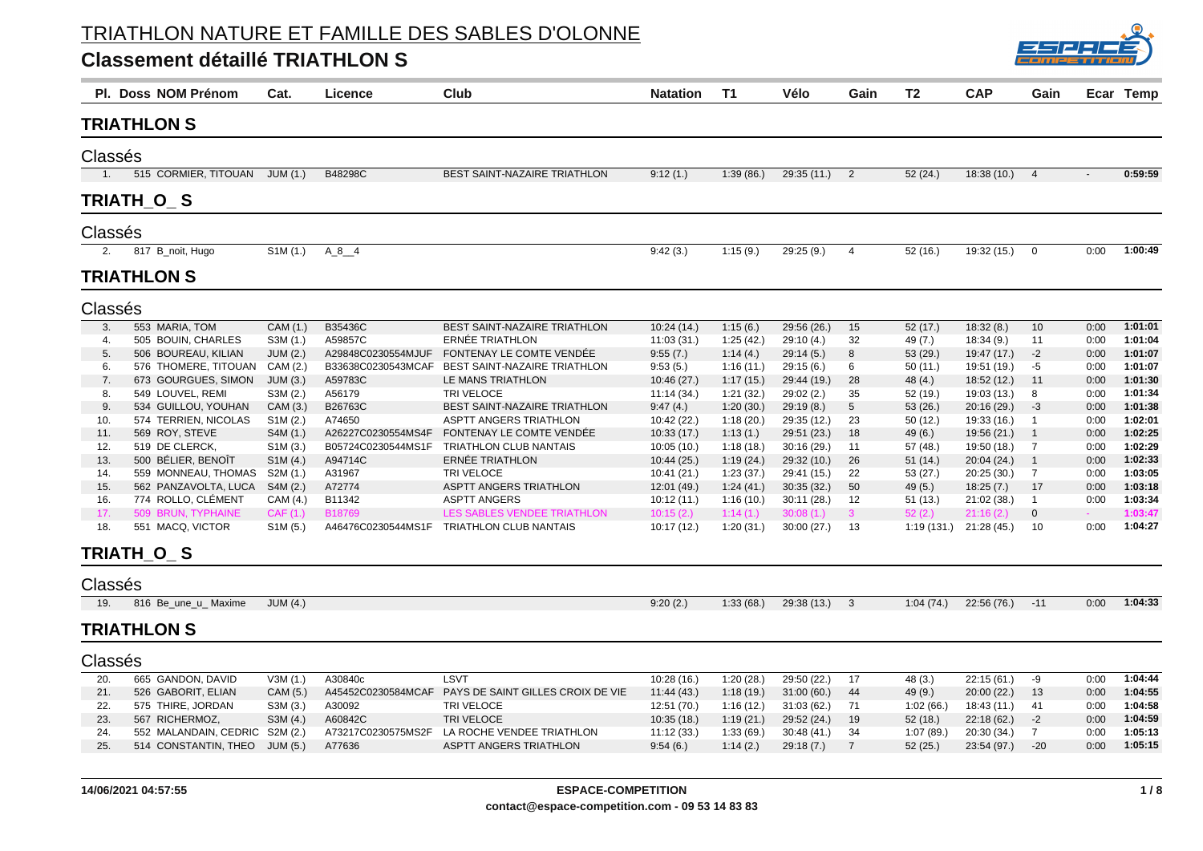# TRIATHLON NATURE ET FAMILLE DES SABLES D'OLONNE

## Classement détaillé TRIATHLON S

| Pl. | Doss | NOM Prénom | Cat. | Licence | Club | Natation | T1 | Vélo | Gain | T2 | CAP | Gain | Ecar | Temp |
|---|---|---|---|---|---|---|---|---|---|---|---|---|---|---|

### TRIATHLON S

Classés

| Pl. | Doss | NOM Prénom | Cat. | Licence | Club | Natation | T1 | Vélo | Gain | T2 | CAP | Gain | Ecar | Temp |
|---|---|---|---|---|---|---|---|---|---|---|---|---|---|---|
| 1. | 515 | CORMIER, TITOUAN | JUM (1.) | B48298C | BEST SAINT-NAZAIRE TRIATHLON | 9:12 (1.) | 1:39 (86.) | 29:35 (11.) | 2 | 52 (24.) | 18:38 (10.) | 4 | - | 0:59:59 |

### TRIATH_O_ S

Classés

| Pl. | Doss | NOM Prénom | Cat. | Licence | Club | Natation | T1 | Vélo | Gain | T2 | CAP | Gain | Ecar | Temp |
|---|---|---|---|---|---|---|---|---|---|---|---|---|---|---|
| 2. | 817 | B_noit, Hugo | S1M (1.) | A_8__4 | | 9:42 (3.) | 1:15 (9.) | 29:25 (9.) | 4 | 52 (16.) | 19:32 (15.) | 0 | 0:00 | 1:00:49 |

### TRIATHLON S

Classés

| Pl. | Doss | NOM Prénom | Cat. | Licence | Club | Natation | T1 | Vélo | Gain | T2 | CAP | Gain | Ecar | Temp |
|---|---|---|---|---|---|---|---|---|---|---|---|---|---|---|
| 3. | 553 | MARIA, TOM | CAM (1.) | B35436C | BEST SAINT-NAZAIRE TRIATHLON | 10:24 (14.) | 1:15 (6.) | 29:56 (26.) | 15 | 52 (17.) | 18:32 (8.) | 10 | 0:00 | 1:01:01 |
| 4. | 505 | BOUIN, CHARLES | S3M (1.) | A59857C | ERNÉE TRIATHLON | 11:03 (31.) | 1:25 (42.) | 29:10 (4.) | 32 | 49 (7.) | 18:34 (9.) | 11 | 0:00 | 1:01:04 |
| 5. | 506 | BOUREAU, KILIAN | JUM (2.) | A29848C0230554MJUF | FONTENAY LE COMTE VENDÉE | 9:55 (7.) | 1:14 (4.) | 29:14 (5.) | 8 | 53 (29.) | 19:47 (17.) | -2 | 0:00 | 1:01:07 |
| 6. | 576 | THOMERE, TITOUAN | CAM (2.) | B33638C0230543MCAF | BEST SAINT-NAZAIRE TRIATHLON | 9:53 (5.) | 1:16 (11.) | 29:15 (6.) | 6 | 50 (11.) | 19:51 (19.) | -5 | 0:00 | 1:01:07 |
| 7. | 673 | GOURGUES, SIMON | JUM (3.) | A59783C | LE MANS TRIATHLON | 10:46 (27.) | 1:17 (15.) | 29:44 (19.) | 28 | 48 (4.) | 18:52 (12.) | 11 | 0:00 | 1:01:30 |
| 8. | 549 | LOUVEL, REMI | S3M (2.) | A56179 | TRI VELOCE | 11:14 (34.) | 1:21 (32.) | 29:02 (2.) | 35 | 52 (19.) | 19:03 (13.) | 8 | 0:00 | 1:01:34 |
| 9. | 534 | GUILLOU, YOUHAN | CAM (3.) | B26763C | BEST SAINT-NAZAIRE TRIATHLON | 9:47 (4.) | 1:20 (30.) | 29:19 (8.) | 5 | 53 (26.) | 20:16 (29.) | -3 | 0:00 | 1:01:38 |
| 10. | 574 | TERRIEN, NICOLAS | S1M (2.) | A74650 | ASPTT ANGERS TRIATHLON | 10:42 (22.) | 1:18 (20.) | 29:35 (12.) | 23 | 50 (12.) | 19:33 (16.) | 1 | 0:00 | 1:02:01 |
| 11. | 569 | ROY, STEVE | S4M (1.) | A26227C0230554MS4F | FONTENAY LE COMTE VENDÉE | 10:33 (17.) | 1:13 (1.) | 29:51 (23.) | 18 | 49 (6.) | 19:56 (21.) | 1 | 0:00 | 1:02:25 |
| 12. | 519 | DE CLERCK, | S1M (3.) | B05724C0230544MS1F | TRIATHLON CLUB NANTAIS | 10:05 (10.) | 1:18 (18.) | 30:16 (29.) | 11 | 57 (48.) | 19:50 (18.) | 7 | 0:00 | 1:02:29 |
| 13. | 500 | BÉLIER, BENOÎT | S1M (4.) | A94714C | ERNÉE TRIATHLON | 10:44 (25.) | 1:19 (24.) | 29:32 (10.) | 26 | 51 (14.) | 20:04 (24.) | 1 | 0:00 | 1:02:33 |
| 14. | 559 | MONNEAU, THOMAS | S2M (1.) | A31967 | TRI VELOCE | 10:41 (21.) | 1:23 (37.) | 29:41 (15.) | 22 | 53 (27.) | 20:25 (30.) | 7 | 0:00 | 1:03:05 |
| 15. | 562 | PANZAVOLTA, LUCA | S4M (2.) | A72774 | ASPTT ANGERS TRIATHLON | 12:01 (49.) | 1:24 (41.) | 30:35 (32.) | 50 | 49 (5.) | 18:25 (7.) | 17 | 0:00 | 1:03:18 |
| 16. | 774 | ROLLO, CLÉMENT | CAM (4.) | B11342 | ASPTT ANGERS | 10:12 (11.) | 1:16 (10.) | 30:11 (28.) | 12 | 51 (13.) | 21:02 (38.) | 1 | 0:00 | 1:03:34 |
| 17. | 509 | BRUN, TYPHAINE | CAF (1.) | B18769 | LES SABLES VENDEE TRIATHLON | 10:15 (2.) | 1:14 (1.) | 30:08 (1.) | 3 | 52 (2.) | 21:16 (2.) | 0 | - | 1:03:47 |
| 18. | 551 | MACQ, VICTOR | S1M (5.) | A46476C0230544MS1F | TRIATHLON CLUB NANTAIS | 10:17 (12.) | 1:20 (31.) | 30:00 (27.) | 13 | 1:19 (131.) | 21:28 (45.) | 10 | 0:00 | 1:04:27 |

### TRIATH_O_ S

Classés

| Pl. | Doss | NOM Prénom | Cat. | Licence | Club | Natation | T1 | Vélo | Gain | T2 | CAP | Gain | Ecar | Temp |
|---|---|---|---|---|---|---|---|---|---|---|---|---|---|---|
| 19. | 816 | Be_une_u_ Maxime | JUM (4.) | | | 9:20 (2.) | 1:33 (68.) | 29:38 (13.) | 3 | 1:04 (74.) | 22:56 (76.) | -11 | 0:00 | 1:04:33 |

### TRIATHLON S

Classés

| Pl. | Doss | NOM Prénom | Cat. | Licence | Club | Natation | T1 | Vélo | Gain | T2 | CAP | Gain | Ecar | Temp |
|---|---|---|---|---|---|---|---|---|---|---|---|---|---|---|
| 20. | 665 | GANDON, DAVID | V3M (1.) | A30840c | LSVT | 10:28 (16.) | 1:20 (28.) | 29:50 (22.) | 17 | 48 (3.) | 22:15 (61.) | -9 | 0:00 | 1:04:44 |
| 21. | 526 | GABORIT, ELIAN | CAM (5.) | A45452C0230584MCAF | PAYS DE SAINT GILLES CROIX DE VIE | 11:44 (43.) | 1:18 (19.) | 31:00 (60.) | 44 | 49 (9.) | 20:00 (22.) | 13 | 0:00 | 1:04:55 |
| 22. | 575 | THIRE, JORDAN | S3M (3.) | A30092 | TRI VELOCE | 12:51 (70.) | 1:16 (12.) | 31:03 (62.) | 71 | 1:02 (66.) | 18:43 (11.) | 41 | 0:00 | 1:04:58 |
| 23. | 567 | RICHERMOZ, | S3M (4.) | A60842C | TRI VELOCE | 10:35 (18.) | 1:19 (21.) | 29:52 (24.) | 19 | 52 (18.) | 22:18 (62.) | -2 | 0:00 | 1:04:59 |
| 24. | 552 | MALANDAIN, CEDRIC | S2M (2.) | A73217C0230575MS2F | LA ROCHE VENDEE TRIATHLON | 11:12 (33.) | 1:33 (69.) | 30:48 (41.) | 34 | 1:07 (89.) | 20:30 (34.) | 7 | 0:00 | 1:05:13 |
| 25. | 514 | CONSTANTIN, THEO | JUM (5.) | A77636 | ASPTT ANGERS TRIATHLON | 9:54 (6.) | 1:14 (2.) | 29:18 (7.) | 7 | 52 (25.) | 23:54 (97.) | -20 | 0:00 | 1:05:15 |

14/06/2021 04:57:55 — ESPACE-COMPETITION — contact@espace-competition.com - 09 53 14 83 83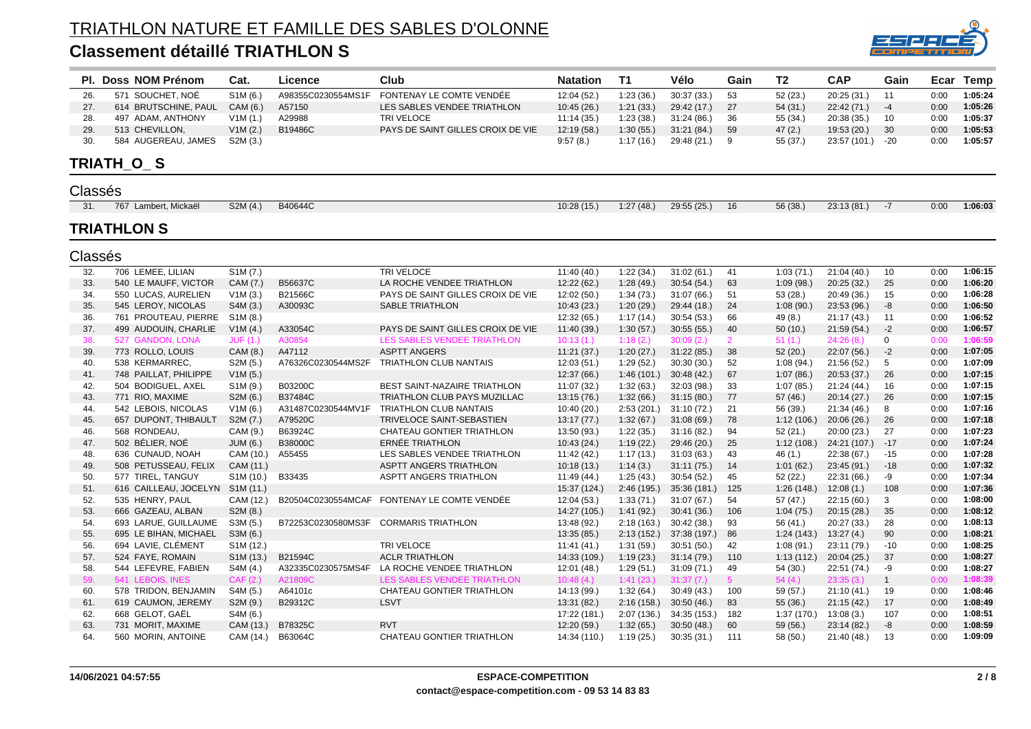# TRIATHLON NATURE ET FAMILLE DES SABLES D'OLONNE

## Classement détaillé TRIATHLON S

| Pl. | Doss | NOM Prénom | Cat. | Licence | Club | Natation | T1 | Vélo | Gain | T2 | CAP | Gain | Ecar | Temp |
|---|---|---|---|---|---|---|---|---|---|---|---|---|---|---|
| 26. | 571 | SOUCHET, NOÉ | S1M (6.) | A98355C0230554MS1F | FONTENAY LE COMTE VENDÉE | 12:04 (52.) | 1:23 (36.) | 30:37 (33.) | 53 | 52 (23.) | 20:25 (31.) | 11 | 0:00 | 1:05:24 |
| 27. | 614 | BRUTSCHINE, PAUL | CAM (6.) | A57150 | LES SABLES VENDEE TRIATHLON | 10:45 (26.) | 1:21 (33.) | 29:42 (17.) | 27 | 54 (31.) | 22:42 (71.) | -4 | 0:00 | 1:05:26 |
| 28. | 497 | ADAM, ANTHONY | V1M (1.) | A29988 | TRI VELOCE | 11:14 (35.) | 1:23 (38.) | 31:24 (86.) | 36 | 55 (34.) | 20:38 (35.) | 10 | 0:00 | 1:05:37 |
| 29. | 513 | CHEVILLON, | V1M (2.) | B19486C | PAYS DE SAINT GILLES CROIX DE VIE | 12:19 (58.) | 1:30 (55.) | 31:21 (84.) | 59 | 47 (2.) | 19:53 (20.) | 30 | 0:00 | 1:05:53 |
| 30. | 584 | AUGEREAU, JAMES | S2M (3.) | | | 9:57 (8.) | 1:17 (16.) | 29:48 (21.) | 9 | 55 (37.) | 23:57 (101.) | -20 | 0:00 | 1:05:57 |

## TRIATH_O_ S

### Classés

| Pl. | Doss | NOM Prénom | Cat. | Licence | Club | Natation | T1 | Vélo | Gain | T2 | CAP | Gain | Ecar | Temp |
|---|---|---|---|---|---|---|---|---|---|---|---|---|---|---|
| 31. | 767 | Lambert, Mickaël | S2M (4.) | B40644C | | 10:28 (15.) | 1:27 (48.) | 29:55 (25.) | 16 | 56 (38.) | 23:13 (81.) | -7 | 0:00 | 1:06:03 |

## TRIATHLON S

### Classés

| Pl. | Doss | NOM Prénom | Cat. | Licence | Club | Natation | T1 | Vélo | Gain | T2 | CAP | Gain | Ecar | Temp |
|---|---|---|---|---|---|---|---|---|---|---|---|---|---|---|
| 32. | 706 | LEMEE, LILIAN | S1M (7.) | | TRI VELOCE | 11:40 (40.) | 1:22 (34.) | 31:02 (61.) | 41 | 1:03 (71.) | 21:04 (40.) | 10 | 0:00 | 1:06:15 |
| 33. | 540 | LE MAUFF, VICTOR | CAM (7.) | B56637C | LA ROCHE VENDEE TRIATHLON | 12:22 (62.) | 1:28 (49.) | 30:54 (54.) | 63 | 1:09 (98.) | 20:25 (32.) | 25 | 0:00 | 1:06:20 |
| 34. | 550 | LUCAS, AURELIEN | V1M (3.) | B21566C | PAYS DE SAINT GILLES CROIX DE VIE | 12:02 (50.) | 1:34 (73.) | 31:07 (66.) | 51 | 53 (28.) | 20:49 (36.) | 15 | 0:00 | 1:06:28 |
| 35. | 545 | LEROY, NICOLAS | S4M (3.) | A30093C | SABLE TRIATHLON | 10:43 (23.) | 1:20 (29.) | 29:44 (18.) | 24 | 1:08 (90.) | 23:53 (96.) | -8 | 0:00 | 1:06:50 |
| 36. | 761 | PROUTEAU, PIERRE | S1M (8.) | | | 12:32 (65.) | 1:17 (14.) | 30:54 (53.) | 66 | 49 (8.) | 21:17 (43.) | 11 | 0:00 | 1:06:52 |
| 37. | 499 | AUDOUIN, CHARLIE | V1M (4.) | A33054C | PAYS DE SAINT GILLES CROIX DE VIE | 11:40 (39.) | 1:30 (57.) | 30:55 (55.) | 40 | 50 (10.) | 21:59 (54.) | -2 | 0:00 | 1:06:57 |
| 38. | 527 | GANDON, LONA | JUF (1.) | A30854 | LES SABLES VENDEE TRIATHLON | 10:13 (1.) | 1:18 (2.) | 30:09 (2.) | 2 | 51 (1.) | 24:26 (8.) | 0 | 0:00 | 1:06:59 |
| 39. | 773 | ROLLO, LOUIS | CAM (8.) | A47112 | ASPTT ANGERS | 11:21 (37.) | 1:20 (27.) | 31:22 (85.) | 38 | 52 (20.) | 22:07 (56.) | -2 | 0:00 | 1:07:05 |
| 40. | 538 | KERMARREC, | S2M (5.) | A76326C0230544MS2F | TRIATHLON CLUB NANTAIS | 12:03 (51.) | 1:29 (52.) | 30:30 (30.) | 52 | 1:08 (94.) | 21:56 (52.) | 5 | 0:00 | 1:07:09 |
| 41. | 748 | PAILLAT, PHILIPPE | V1M (5.) | | | 12:37 (66.) | 1:46 (101.) | 30:48 (42.) | 67 | 1:07 (86.) | 20:53 (37.) | 26 | 0:00 | 1:07:15 |
| 42. | 504 | BODIGUEL, AXEL | S1M (9.) | B03200C | BEST SAINT-NAZAIRE TRIATHLON | 11:07 (32.) | 1:32 (63.) | 32:03 (98.) | 33 | 1:07 (85.) | 21:24 (44.) | 16 | 0:00 | 1:07:15 |
| 43. | 771 | RIO, MAXIME | S2M (6.) | B37484C | TRIATHLON CLUB PAYS MUZILLAC | 13:15 (76.) | 1:32 (66.) | 31:15 (80.) | 77 | 57 (46.) | 20:14 (27.) | 26 | 0:00 | 1:07:15 |
| 44. | 542 | LEBOIS, NICOLAS | V1M (6.) | A31487C0230544MV1F | TRIATHLON CLUB NANTAIS | 10:40 (20.) | 2:53 (201.) | 31:10 (72.) | 21 | 56 (39.) | 21:34 (46.) | 8 | 0:00 | 1:07:16 |
| 45. | 657 | DUPONT, THIBAULT | S2M (7.) | A79520C | TRIVELOCE SAINT-SEBASTIEN | 13:17 (77.) | 1:32 (67.) | 31:08 (69.) | 78 | 1:12 (106.) | 20:06 (26.) | 26 | 0:00 | 1:07:18 |
| 46. | 568 | RONDEAU, | CAM (9.) | B63924C | CHATEAU GONTIER TRIATHLON | 13:50 (93.) | 1:22 (35.) | 31:16 (82.) | 94 | 52 (21.) | 20:00 (23.) | 27 | 0:00 | 1:07:23 |
| 47. | 502 | BÉLIER, NOÉ | JUM (6.) | B38000C | ERNÉE TRIATHLON | 10:43 (24.) | 1:19 (22.) | 29:46 (20.) | 25 | 1:12 (108.) | 24:21 (107.) | -17 | 0:00 | 1:07:24 |
| 48. | 636 | CUNAUD, NOAH | CAM (10.) | A55455 | LES SABLES VENDEE TRIATHLON | 11:42 (42.) | 1:17 (13.) | 31:03 (63.) | 43 | 46 (1.) | 22:38 (67.) | -15 | 0:00 | 1:07:28 |
| 49. | 508 | PETUSSEAU, FELIX | CAM (11.) | | ASPTT ANGERS TRIATHLON | 10:18 (13.) | 1:14 (3.) | 31:11 (75.) | 14 | 1:01 (62.) | 23:45 (91.) | -18 | 0:00 | 1:07:32 |
| 50. | 577 | TIREL, TANGUY | S1M (10.) | B33435 | ASPTT ANGERS TRIATHLON | 11:49 (44.) | 1:25 (43.) | 30:54 (52.) | 45 | 52 (22.) | 22:31 (66.) | -9 | 0:00 | 1:07:34 |
| 51. | 616 | CAILLEAU, JOCELYN | S1M (11.) | | | 15:37 (124.) | 2:46 (195.) | 35:36 (181.) | 125 | 1:26 (148.) | 12:08 (1.) | 108 | 0:00 | 1:07:36 |
| 52. | 535 | HENRY, PAUL | CAM (12.) | B20504C0230554MCAF | FONTENAY LE COMTE VENDÉE | 12:04 (53.) | 1:33 (71.) | 31:07 (67.) | 54 | 57 (47.) | 22:15 (60.) | 3 | 0:00 | 1:08:00 |
| 53. | 666 | GAZEAU, ALBAN | S2M (8.) | | | 14:27 (105.) | 1:41 (92.) | 30:41 (36.) | 106 | 1:04 (75.) | 20:15 (28.) | 35 | 0:00 | 1:08:12 |
| 54. | 693 | LARUE, GUILLAUME | S3M (5.) | B72253C0230580MS3F | CORMARIS TRIATHLON | 13:48 (92.) | 2:18 (163.) | 30:42 (38.) | 93 | 56 (41.) | 20:27 (33.) | 28 | 0:00 | 1:08:13 |
| 55. | 695 | LE BIHAN, MICHAEL | S3M (6.) | | | 13:35 (85.) | 2:13 (152.) | 37:38 (197.) | 86 | 1:24 (143.) | 13:27 (4.) | 90 | 0:00 | 1:08:21 |
| 56. | 694 | LAVIE, CLÉMENT | S1M (12.) | | TRI VELOCE | 11:41 (41.) | 1:31 (59.) | 30:51 (50.) | 42 | 1:08 (91.) | 23:11 (79.) | -10 | 0:00 | 1:08:25 |
| 57. | 524 | FAYE, ROMAIN | S1M (13.) | B21594C | ACLR TRIATHLON | 14:33 (109.) | 1:19 (23.) | 31:14 (79.) | 110 | 1:13 (112.) | 20:04 (25.) | 37 | 0:00 | 1:08:27 |
| 58. | 544 | LEFEVRE, FABIEN | S4M (4.) | A32335C0230575MS4F | LA ROCHE VENDEE TRIATHLON | 12:01 (48.) | 1:29 (51.) | 31:09 (71.) | 49 | 54 (30.) | 22:51 (74.) | -9 | 0:00 | 1:08:27 |
| 59. | 541 | LEBOIS, INES | CAF (2.) | A21809C | LES SABLES VENDEE TRIATHLON | 10:48 (4.) | 1:41 (23.) | 31:37 (7.) | 5 | 54 (4.) | 23:35 (3.) | 1 | 0:00 | 1:08:39 |
| 60. | 578 | TRIDON, BENJAMIN | S4M (5.) | A64101c | CHATEAU GONTIER TRIATHLON | 14:13 (99.) | 1:32 (64.) | 30:49 (43.) | 100 | 59 (57.) | 21:10 (41.) | 19 | 0:00 | 1:08:46 |
| 61. | 619 | CAUMON, JEREMY | S2M (9.) | B29312C | LSVT | 13:31 (82.) | 2:16 (158.) | 30:50 (46.) | 83 | 55 (36.) | 21:15 (42.) | 17 | 0:00 | 1:08:49 |
| 62. | 668 | GELOT, GAËL | S4M (6.) | | | 17:22 (181.) | 2:07 (136.) | 34:35 (153.) | 182 | 1:37 (170.) | 13:08 (3.) | 107 | 0:00 | 1:08:51 |
| 63. | 731 | MORIT, MAXIME | CAM (13.) | B78325C | RVT | 12:20 (59.) | 1:32 (65.) | 30:50 (48.) | 60 | 59 (56.) | 23:14 (82.) | -8 | 0:00 | 1:08:59 |
| 64. | 560 | MORIN, ANTOINE | CAM (14.) | B63064C | CHATEAU GONTIER TRIATHLON | 14:34 (110.) | 1:19 (25.) | 30:35 (31.) | 111 | 58 (50.) | 21:40 (48.) | 13 | 0:00 | 1:09:09 |

14/06/2021 04:57:55 — ESPACE-COMPETITION — contact@espace-competition.com - 09 53 14 83 83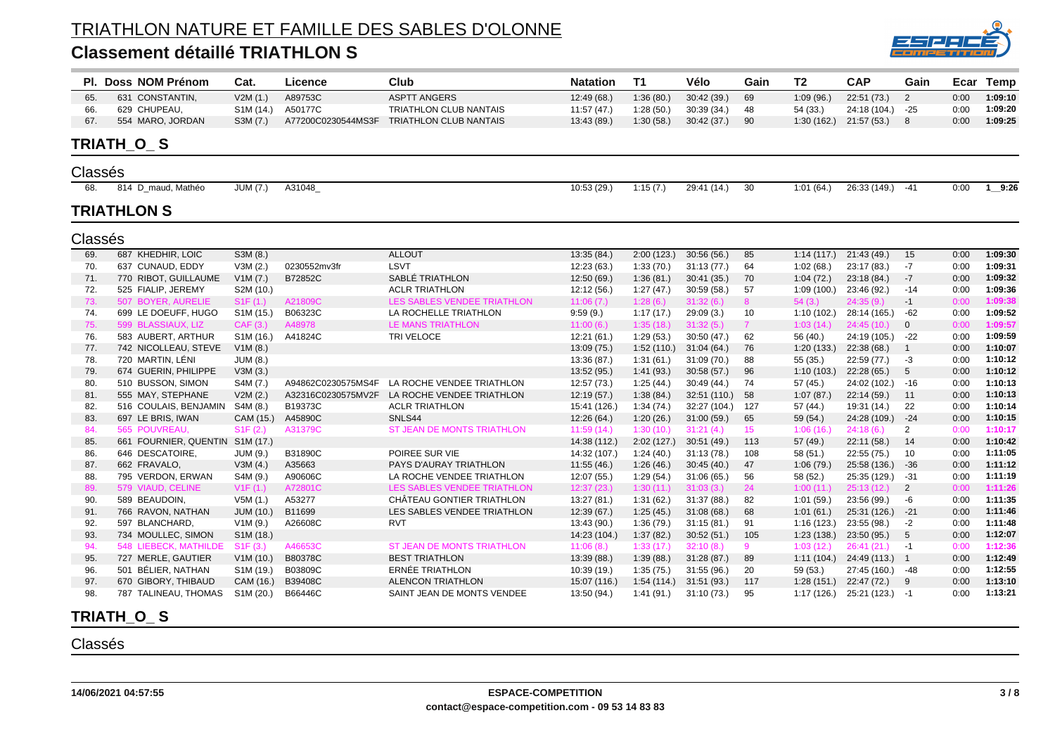# TRIATHLON NATURE ET FAMILLE DES SABLES D'OLONNE

## Classement détaillé TRIATHLON S

| Pl. | Doss | NOM Prénom | Cat. | Licence | Club | Natation | T1 | Vélo | Gain | T2 | CAP | Gain | Ecar | Temp |
|---|---|---|---|---|---|---|---|---|---|---|---|---|---|---|
| 65. | 631 | CONSTANTIN, | V2M (1.) | A89753C | ASPTT ANGERS | 12:49 (68.) | 1:36 (80.) | 30:42 (39.) | 69 | 1:09 (96.) | 22:51 (73.) | 2 | 0:00 | 1:09:10 |
| 66. | 629 | CHUPEAU, | S1M (14.) | A50177C | TRIATHLON CLUB NANTAIS | 11:57 (47.) | 1:28 (50.) | 30:39 (34.) | 48 | 54 (33.) | 24:18 (104.) | -25 | 0:00 | 1:09:20 |
| 67. | 554 | MARO, JORDAN | S3M (7.) | A77200C0230544MS3F | TRIATHLON CLUB NANTAIS | 13:43 (89.) | 1:30 (58.) | 30:42 (37.) | 90 | 1:30 (162.) | 21:57 (53.) | 8 | 0:00 | 1:09:25 |

## TRIATH_O_ S

### Classés

| Pl. | Doss | NOM Prénom | Cat. | Licence | Club | Natation | T1 | Vélo | Gain | T2 | CAP | Gain | Ecar | Temp |
|---|---|---|---|---|---|---|---|---|---|---|---|---|---|---|
| 68. | 814 | D_maud, Mathéo | JUM (7.) | A31048_ | | 10:53 (29.) | 1:15 (7.) | 29:41 (14.) | 30 | 1:01 (64.) | 26:33 (149.) | -41 | 0:00 | 1__9:26 |

## TRIATHLON S

### Classés

| Pl. | Doss | NOM Prénom | Cat. | Licence | Club | Natation | T1 | Vélo | Gain | T2 | CAP | Gain | Ecar | Temp |
|---|---|---|---|---|---|---|---|---|---|---|---|---|---|---|
| 69. | 687 | KHEDHIR, LOIC | S3M (8.) | | ALLOUT | 13:35 (84.) | 2:00 (123.) | 30:56 (56.) | 85 | 1:14 (117.) | 21:43 (49.) | 15 | 0:00 | 1:09:30 |
| 70. | 637 | CUNAUD, EDDY | V3M (2.) | 0230552mv3fr | LSVT | 12:23 (63.) | 1:33 (70.) | 31:13 (77.) | 64 | 1:02 (68.) | 23:17 (83.) | -7 | 0:00 | 1:09:31 |
| 71. | 770 | RIBOT, GUILLAUME | V1M (7.) | B72852C | SABLÉ TRIATHLON | 12:50 (69.) | 1:36 (81.) | 30:41 (35.) | 70 | 1:04 (72.) | 23:18 (84.) | -7 | 0:00 | 1:09:32 |
| 72. | 525 | FIALIP, JEREMY | S2M (10.) | | ACLR TRIATHLON | 12:12 (56.) | 1:27 (47.) | 30:59 (58.) | 57 | 1:09 (100.) | 23:46 (92.) | -14 | 0:00 | 1:09:36 |
| 73. | 507 | BOYER, AURELIE | S1F (1.) | A21809C | LES SABLES VENDEE TRIATHLON | 11:06 (7.) | 1:28 (6.) | 31:32 (6.) | 8 | 54 (3.) | 24:35 (9.) | -1 | 0:00 | 1:09:38 |
| 74. | 699 | LE DOEUFF, HUGO | S1M (15.) | B06323C | LA ROCHELLE TRIATHLON | 9:59 (9.) | 1:17 (17.) | 29:09 (3.) | 10 | 1:10 (102.) | 28:14 (165.) | -62 | 0:00 | 1:09:52 |
| 75. | 599 | BLASSIAUX, LIZ | CAF (3.) | A48978 | LE MANS TRIATHLON | 11:00 (6.) | 1:35 (18.) | 31:32 (5.) | 7 | 1:03 (14.) | 24:45 (10.) | 0 | 0:00 | 1:09:57 |
| 76. | 583 | AUBERT, ARTHUR | S1M (16.) | A41824C | TRI VELOCE | 12:21 (61.) | 1:29 (53.) | 30:50 (47.) | 62 | 56 (40.) | 24:19 (105.) | -22 | 0:00 | 1:09:59 |
| 77. | 742 | NICOLLEAU, STEVE | V1M (8.) | | | 13:09 (75.) | 1:52 (110.) | 31:04 (64.) | 76 | 1:20 (133.) | 22:38 (68.) | 1 | 0:00 | 1:10:07 |
| 78. | 720 | MARTIN, LÉNI | JUM (8.) | | | 13:36 (87.) | 1:31 (61.) | 31:09 (70.) | 88 | 55 (35.) | 22:59 (77.) | -3 | 0:00 | 1:10:12 |
| 79. | 674 | GUERIN, PHILIPPE | V3M (3.) | | | 13:52 (95.) | 1:41 (93.) | 30:58 (57.) | 96 | 1:10 (103.) | 22:28 (65.) | 5 | 0:00 | 1:10:12 |
| 80. | 510 | BUSSON, SIMON | S4M (7.) | A94862C0230575MS4F | LA ROCHE VENDEE TRIATHLON | 12:57 (73.) | 1:25 (44.) | 30:49 (44.) | 74 | 57 (45.) | 24:02 (102.) | -16 | 0:00 | 1:10:13 |
| 81. | 555 | MAY, STEPHANE | V2M (2.) | A32316C0230575MV2F | LA ROCHE VENDEE TRIATHLON | 12:19 (57.) | 1:38 (84.) | 32:51 (110.) | 58 | 1:07 (87.) | 22:14 (59.) | 11 | 0:00 | 1:10:13 |
| 82. | 516 | COULAIS, BENJAMIN | S4M (8.) | B19373C | ACLR TRIATHLON | 15:41 (126.) | 1:34 (74.) | 32:27 (104.) | 127 | 57 (44.) | 19:31 (14.) | 22 | 0:00 | 1:10:14 |
| 83. | 697 | LE BRIS, IWAN | CAM (15.) | A45890C | SNLS44 | 12:26 (64.) | 1:20 (26.) | 31:00 (59.) | 65 | 59 (54.) | 24:28 (109.) | -24 | 0:00 | 1:10:15 |
| 84. | 565 | POUVREAU, | S1F (2.) | A31379C | ST JEAN DE MONTS TRIATHLON | 11:59 (14.) | 1:30 (10.) | 31:21 (4.) | 15 | 1:06 (16.) | 24:18 (6.) | 2 | 0:00 | 1:10:17 |
| 85. | 661 | FOURNIER, QUENTIN | S1M (17.) | | | 14:38 (112.) | 2:02 (127.) | 30:51 (49.) | 113 | 57 (49.) | 22:11 (58.) | 14 | 0:00 | 1:10:42 |
| 86. | 646 | DESCATOIRE, | JUM (9.) | B31890C | POIREE SUR VIE | 14:32 (107.) | 1:24 (40.) | 31:13 (78.) | 108 | 58 (51.) | 22:55 (75.) | 10 | 0:00 | 1:11:05 |
| 87. | 662 | FRAVALO, | V3M (4.) | A35663 | PAYS D'AURAY TRIATHLON | 11:55 (46.) | 1:26 (46.) | 30:45 (40.) | 47 | 1:06 (79.) | 25:58 (136.) | -36 | 0:00 | 1:11:12 |
| 88. | 795 | VERDON, ERWAN | S4M (9.) | A90606C | LA ROCHE VENDEE TRIATHLON | 12:07 (55.) | 1:29 (54.) | 31:06 (65.) | 56 | 58 (52.) | 25:35 (129.) | -31 | 0:00 | 1:11:19 |
| 89. | 579 | VIAUD, CELINE | V1F (1.) | A72801C | LES SABLES VENDEE TRIATHLON | 12:37 (23.) | 1:30 (11.) | 31:03 (3.) | 24 | 1:00 (11.) | 25:13 (12.) | 2 | 0:00 | 1:11:26 |
| 90. | 589 | BEAUDOIN, | V5M (1.) | A53277 | CHÂTEAU GONTIER TRIATHLON | 13:27 (81.) | 1:31 (62.) | 31:37 (88.) | 82 | 1:01 (59.) | 23:56 (99.) | -6 | 0:00 | 1:11:35 |
| 91. | 766 | RAVON, NATHAN | JUM (10.) | B11699 | LES SABLES VENDEE TRIATHLON | 12:39 (67.) | 1:25 (45.) | 31:08 (68.) | 68 | 1:01 (61.) | 25:31 (126.) | -21 | 0:00 | 1:11:46 |
| 92. | 597 | BLANCHARD, | V1M (9.) | A26608C | RVT | 13:43 (90.) | 1:36 (79.) | 31:15 (81.) | 91 | 1:16 (123.) | 23:55 (98.) | -2 | 0:00 | 1:11:48 |
| 93. | 734 | MOULLEC, SIMON | S1M (18.) | | | 14:23 (104.) | 1:37 (82.) | 30:52 (51.) | 105 | 1:23 (138.) | 23:50 (95.) | 5 | 0:00 | 1:12:07 |
| 94. | 548 | LIEBECK, MATHILDE | S1F (3.) | A46653C | ST JEAN DE MONTS TRIATHLON | 11:06 (8.) | 1:33 (17.) | 32:10 (8.) | 9 | 1:03 (12.) | 26:41 (21.) | -1 | 0:00 | 1:12:36 |
| 95. | 727 | MERLE, GAUTIER | V1M (10.) | B80378C | BEST TRIATHLON | 13:39 (88.) | 1:39 (88.) | 31:28 (87.) | 89 | 1:11 (104.) | 24:49 (113.) | 1 | 0:00 | 1:12:49 |
| 96. | 501 | BÉLIER, NATHAN | S1M (19.) | B03809C | ERNÉE TRIATHLON | 10:39 (19.) | 1:35 (75.) | 31:55 (96.) | 20 | 59 (53.) | 27:45 (160.) | -48 | 0:00 | 1:12:55 |
| 97. | 670 | GIBORY, THIBAUD | CAM (16.) | B39408C | ALENCON TRIATHLON | 15:07 (116.) | 1:54 (114.) | 31:51 (93.) | 117 | 1:28 (151.) | 22:47 (72.) | 9 | 0:00 | 1:13:10 |
| 98. | 787 | TALINEAU, THOMAS | S1M (20.) | B66446C | SAINT JEAN DE MONTS VENDEE | 13:50 (94.) | 1:41 (91.) | 31:10 (73.) | 95 | 1:17 (126.) | 25:21 (123.) | -1 | 0:00 | 1:13:21 |

## TRIATH_O_ S

### Classés

14/06/2021 04:57:55

ESPACE-COMPETITION
contact@espace-competition.com - 09 53 14 83 83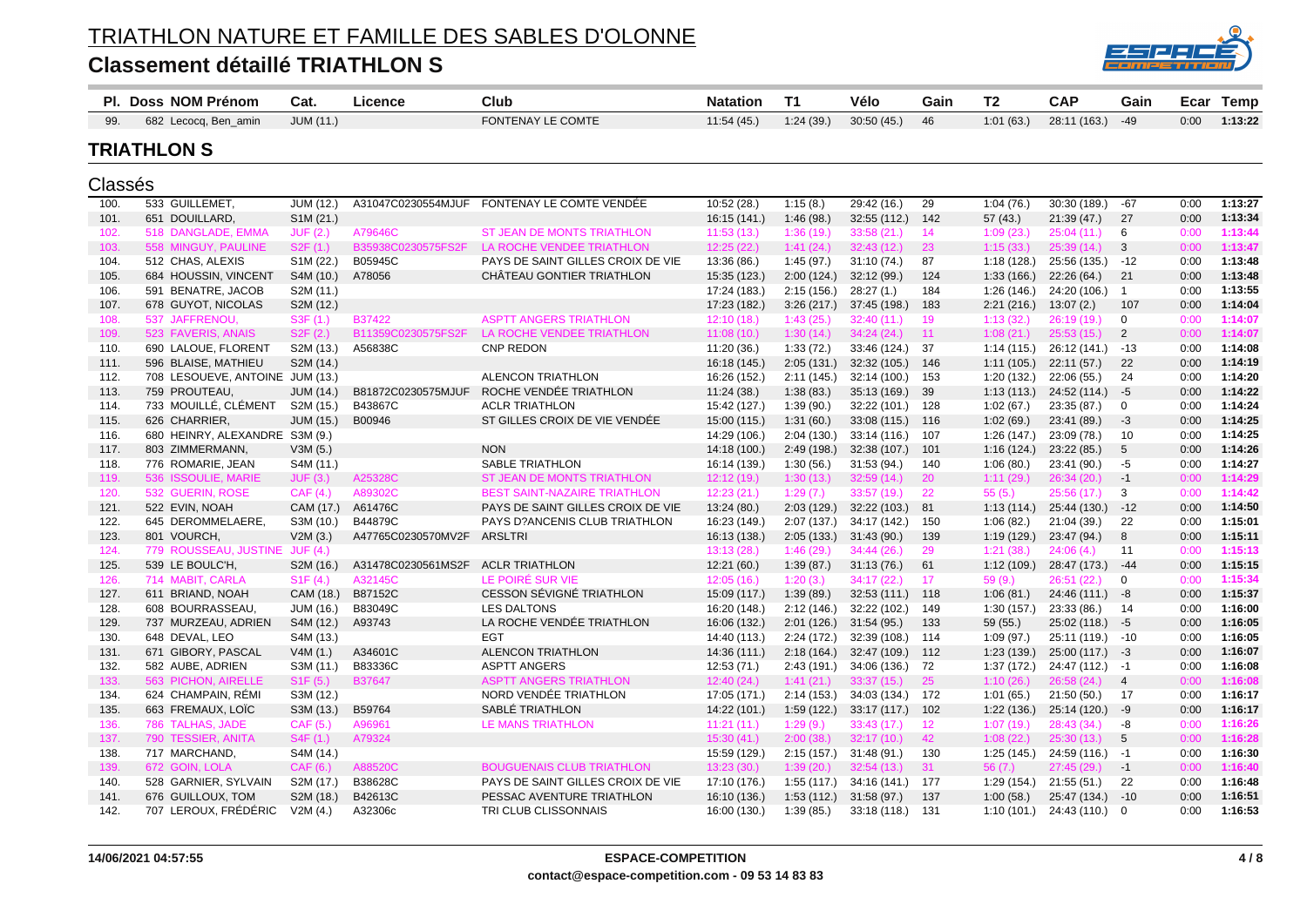# TRIATHLON NATURE ET FAMILLE DES SABLES D'OLONNE

## Classement détaillé TRIATHLON S

| Pl. | Doss | NOM Prénom | Cat. | Licence | Club | Natation | T1 | Vélo | Gain | T2 | CAP | Gain | Ecar | Temp |
|---|---|---|---|---|---|---|---|---|---|---|---|---|---|---|
| 99. | 682 | Lecocq, Ben_amin | JUM (11.) | | FONTENAY LE COMTE | 11:54 (45.) | 1:24 (39.) | 30:50 (45.) | 46 | 1:01 (63.) | 28:11 (163.) | -49 | 0:00 | 1:13:22 |

## TRIATHLON S

### Classés

| Pl. | Doss | NOM Prénom | Cat. | Licence | Club | Natation | T1 | Vélo | Gain | T2 | CAP | Gain | Ecar | Temp |
|---|---|---|---|---|---|---|---|---|---|---|---|---|---|---|
| 100. | 533 | GUILLEMET, | JUM (12.) | A31047C0230554MJUF | FONTENAY LE COMTE VENDÉE | 10:52 (28.) | 1:15 (8.) | 29:42 (16.) | 29 | 1:04 (76.) | 30:30 (189.) | -67 | 0:00 | 1:13:27 |
| 101. | 651 | DOUILLARD, | S1M (21.) | | | 16:15 (141.) | 1:46 (98.) | 32:55 (112.) | 142 | 57 (43.) | 21:39 (47.) | 27 | 0:00 | 1:13:34 |
| 102. | 518 | DANGLADE, EMMA | JUF (2.) | A79646C | ST JEAN DE MONTS TRIATHLON | 11:53 (13.) | 1:36 (19.) | 33:58 (21.) | 14 | 1:09 (23.) | 25:04 (11.) | 6 | 0:00 | 1:13:44 |
| 103. | 558 | MINGUY, PAULINE | S2F (1.) | B35938C0230575FS2F | LA ROCHE VENDEE TRIATHLON | 12:25 (22.) | 1:41 (24.) | 32:43 (12.) | 23 | 1:15 (33.) | 25:39 (14.) | 3 | 0:00 | 1:13:47 |
| 104. | 512 | CHAS, ALEXIS | S1M (22.) | B05945C | PAYS DE SAINT GILLES CROIX DE VIE | 13:36 (86.) | 1:45 (97.) | 31:10 (74.) | 87 | 1:18 (128.) | 25:56 (135.) | -12 | 0:00 | 1:13:48 |
| 105. | 684 | HOUSSIN, VINCENT | S4M (10.) | A78056 | CHÂTEAU GONTIER TRIATHLON | 15:35 (123.) | 2:00 (124.) | 32:12 (99.) | 124 | 1:33 (166.) | 22:26 (64.) | 21 | 0:00 | 1:13:48 |
| 106. | 591 | BENATRE, JACOB | S2M (11.) | | | 17:24 (183.) | 2:15 (156.) | 28:27 (1.) | 184 | 1:26 (146.) | 24:20 (106.) | 1 | 0:00 | 1:13:55 |
| 107. | 678 | GUYOT, NICOLAS | S2M (12.) | | | 17:23 (182.) | 3:26 (217.) | 37:45 (198.) | 183 | 2:21 (216.) | 13:07 (2.) | 107 | 0:00 | 1:14:04 |
| 108. | 537 | JAFFRENOU, | S3F (1.) | B37422 | ASPTT ANGERS TRIATHLON | 12:10 (18.) | 1:43 (25.) | 32:40 (11.) | 19 | 1:13 (32.) | 26:19 (19.) | 0 | 0:00 | 1:14:07 |
| 109. | 523 | FAVERIS, ANAIS | S2F (2.) | B11359C0230575FS2F | LA ROCHE VENDEE TRIATHLON | 11:08 (10.) | 1:30 (14.) | 34:24 (24.) | 11 | 1:08 (21.) | 25:53 (15.) | 2 | 0:00 | 1:14:07 |
| 110. | 690 | LALOUE, FLORENT | S2M (13.) | A56838C | CNP REDON | 11:20 (36.) | 1:33 (72.) | 33:46 (124.) | 37 | 1:14 (115.) | 26:12 (141.) | -13 | 0:00 | 1:14:08 |
| 111. | 596 | BLAISE, MATHIEU | S2M (14.) | | | 16:18 (145.) | 2:05 (131.) | 32:32 (105.) | 146 | 1:11 (105.) | 22:11 (57.) | 22 | 0:00 | 1:14:19 |
| 112. | 708 | LESOUEVE, ANTOINE | JUM (13.) | | ALENCON TRIATHLON | 16:26 (152.) | 2:11 (145.) | 32:14 (100.) | 153 | 1:20 (132.) | 22:06 (55.) | 24 | 0:00 | 1:14:20 |
| 113. | 759 | PROUTEAU, | JUM (14.) | B81872C0230575MJUF | ROCHE VENDÉE TRIATHLON | 11:24 (38.) | 1:38 (83.) | 35:13 (169.) | 39 | 1:13 (113.) | 24:52 (114.) | -5 | 0:00 | 1:14:22 |
| 114. | 733 | MOUILLÉ, CLÉMENT | S2M (15.) | B43867C | ACLR TRIATHLON | 15:42 (127.) | 1:39 (90.) | 32:22 (101.) | 128 | 1:02 (67.) | 23:35 (87.) | 0 | 0:00 | 1:14:24 |
| 115. | 626 | CHARRIER, | JUM (15.) | B00946 | ST GILLES CROIX DE VIE VENDÉE | 15:00 (115.) | 1:31 (60.) | 33:08 (115.) | 116 | 1:02 (69.) | 23:41 (89.) | -3 | 0:00 | 1:14:25 |
| 116. | 680 | HEINRY, ALEXANDRE | S3M (9.) | | | 14:29 (106.) | 2:04 (130.) | 33:14 (116.) | 107 | 1:26 (147.) | 23:09 (78.) | 10 | 0:00 | 1:14:25 |
| 117. | 803 | ZIMMERMANN, | V3M (5.) | | NON | 14:18 (100.) | 2:49 (198.) | 32:38 (107.) | 101 | 1:16 (124.) | 23:22 (85.) | 5 | 0:00 | 1:14:26 |
| 118. | 776 | ROMARIE, JEAN | S4M (11.) | | SABLE TRIATHLON | 16:14 (139.) | 1:30 (56.) | 31:53 (94.) | 140 | 1:06 (80.) | 23:41 (90.) | -5 | 0:00 | 1:14:27 |
| 119. | 536 | ISSOULIE, MARIE | JUF (3.) | A25328C | ST JEAN DE MONTS TRIATHLON | 12:12 (19.) | 1:30 (13.) | 32:59 (14.) | 20 | 1:11 (29.) | 26:34 (20.) | -1 | 0:00 | 1:14:29 |
| 120. | 532 | GUERIN, ROSE | CAF (4.) | A89302C | BEST SAINT-NAZAIRE TRIATHLON | 12:23 (21.) | 1:29 (7.) | 33:57 (19.) | 22 | 55 (5.) | 25:56 (17.) | 3 | 0:00 | 1:14:42 |
| 121. | 522 | EVIN, NOAH | CAM (17.) | A61476C | PAYS DE SAINT GILLES CROIX DE VIE | 13:24 (80.) | 2:03 (129.) | 32:22 (103.) | 81 | 1:13 (114.) | 25:44 (130.) | -12 | 0:00 | 1:14:50 |
| 122. | 645 | DEROMMELAERE, | S3M (10.) | B44879C | PAYS D?ANCENIS CLUB TRIATHLON | 16:23 (149.) | 2:07 (137.) | 34:17 (142.) | 150 | 1:06 (82.) | 21:04 (39.) | 22 | 0:00 | 1:15:01 |
| 123. | 801 | VOURCH, | V2M (3.) | A47765C0230570MV2F | ARSLTRI | 16:13 (138.) | 2:05 (133.) | 31:43 (90.) | 139 | 1:19 (129.) | 23:47 (94.) | 8 | 0:00 | 1:15:11 |
| 124. | 779 | ROUSSEAU, JUSTINE | JUF (4.) | | | 13:13 (28.) | 1:46 (29.) | 34:44 (26.) | 29 | 1:21 (38.) | 24:06 (4.) | 11 | 0:00 | 1:15:13 |
| 125. | 539 | LE BOULC'H, | S2M (16.) | A31478C0230561MS2F | ACLR TRIATHLON | 12:21 (60.) | 1:39 (87.) | 31:13 (76.) | 61 | 1:12 (109.) | 28:47 (173.) | -44 | 0:00 | 1:15:15 |
| 126. | 714 | MABIT, CARLA | S1F (4.) | A32145C | LE POIRÉ SUR VIE | 12:05 (16.) | 1:20 (3.) | 34:17 (22.) | 17 | 59 (9.) | 26:51 (22.) | 0 | 0:00 | 1:15:34 |
| 127. | 611 | BRIAND, NOAH | CAM (18.) | B87152C | CESSON SÉVIGNÉ TRIATHLON | 15:09 (117.) | 1:39 (89.) | 32:53 (111.) | 118 | 1:06 (81.) | 24:46 (111.) | -8 | 0:00 | 1:15:37 |
| 128. | 608 | BOURRASSEAU, | JUM (16.) | B83049C | LES DALTONS | 16:20 (148.) | 2:12 (146.) | 32:22 (102.) | 149 | 1:30 (157.) | 23:33 (86.) | 14 | 0:00 | 1:16:00 |
| 129. | 737 | MURZEAU, ADRIEN | S4M (12.) | A93743 | LA ROCHE VENDÉE TRIATHLON | 16:06 (132.) | 2:01 (126.) | 31:54 (95.) | 133 | 59 (55.) | 25:02 (118.) | -5 | 0:00 | 1:16:05 |
| 130. | 648 | DEVAL, LEO | S4M (13.) | | EGT | 14:40 (113.) | 2:24 (172.) | 32:39 (108.) | 114 | 1:09 (97.) | 25:11 (119.) | -10 | 0:00 | 1:16:05 |
| 131. | 671 | GIBORY, PASCAL | V4M (1.) | A34601C | ALENCON TRIATHLON | 14:36 (111.) | 2:18 (164.) | 32:47 (109.) | 112 | 1:23 (139.) | 25:00 (117.) | -3 | 0:00 | 1:16:07 |
| 132. | 582 | AUBE, ADRIEN | S3M (11.) | B83336C | ASPTT ANGERS | 12:53 (71.) | 2:43 (191.) | 34:06 (136.) | 72 | 1:37 (172.) | 24:47 (112.) | -1 | 0:00 | 1:16:08 |
| 133. | 563 | PICHON, AIRELLE | S1F (5.) | B37647 | ASPTT ANGERS TRIATHLON | 12:40 (24.) | 1:41 (21.) | 33:37 (15.) | 25 | 1:10 (26.) | 26:58 (24.) | 4 | 0:00 | 1:16:08 |
| 134. | 624 | CHAMPAIN, RÉMI | S3M (12.) | | NORD VENDÉE TRIATHLON | 17:05 (171.) | 2:14 (153.) | 34:03 (134.) | 172 | 1:01 (65.) | 21:50 (50.) | 17 | 0:00 | 1:16:17 |
| 135. | 663 | FREMAUX, LOÏC | S3M (13.) | B59764 | SABLÉ TRIATHLON | 14:22 (101.) | 1:59 (122.) | 33:17 (117.) | 102 | 1:22 (136.) | 25:14 (120.) | -9 | 0:00 | 1:16:17 |
| 136. | 786 | TALHAS, JADE | CAF (5.) | A96961 | LE MANS TRIATHLON | 11:21 (11.) | 1:29 (9.) | 33:43 (17.) | 12 | 1:07 (19.) | 28:43 (34.) | -8 | 0:00 | 1:16:26 |
| 137. | 790 | TESSIER, ANITA | S4F (1.) | A79324 | | 15:30 (41.) | 2:00 (38.) | 32:17 (10.) | 42 | 1:08 (22.) | 25:30 (13.) | 5 | 0:00 | 1:16:28 |
| 138. | 717 | MARCHAND, | S4M (14.) | | | 15:59 (129.) | 2:15 (157.) | 31:48 (91.) | 130 | 1:25 (145.) | 24:59 (116.) | -1 | 0:00 | 1:16:30 |
| 139. | 672 | GOIN, LOLA | CAF (6.) | A88520C | BOUGUENAIS CLUB TRIATHLON | 13:23 (30.) | 1:39 (20.) | 32:54 (13.) | 31 | 56 (7.) | 27:45 (29.) | -1 | 0:00 | 1:16:40 |
| 140. | 528 | GARNIER, SYLVAIN | S2M (17.) | B38628C | PAYS DE SAINT GILLES CROIX DE VIE | 17:10 (176.) | 1:55 (117.) | 34:16 (141.) | 177 | 1:29 (154.) | 21:55 (51.) | 22 | 0:00 | 1:16:48 |
| 141. | 676 | GUILLOUX, TOM | S2M (18.) | B42613C | PESSAC AVENTURE TRIATHLON | 16:10 (136.) | 1:53 (112.) | 31:58 (97.) | 137 | 1:00 (58.) | 25:47 (134.) | -10 | 0:00 | 1:16:51 |
| 142. | 707 | LEROUX, FRÉDÉRIC | V2M (4.) | A32306c | TRI CLUB CLISSONNAIS | 16:00 (130.) | 1:39 (85.) | 33:18 (118.) | 131 | 1:10 (101.) | 24:43 (110.) | 0 | 0:00 | 1:16:53 |

14/06/2021 04:57:55

ESPACE-COMPETITION
contact@espace-competition.com - 09 53 14 83 83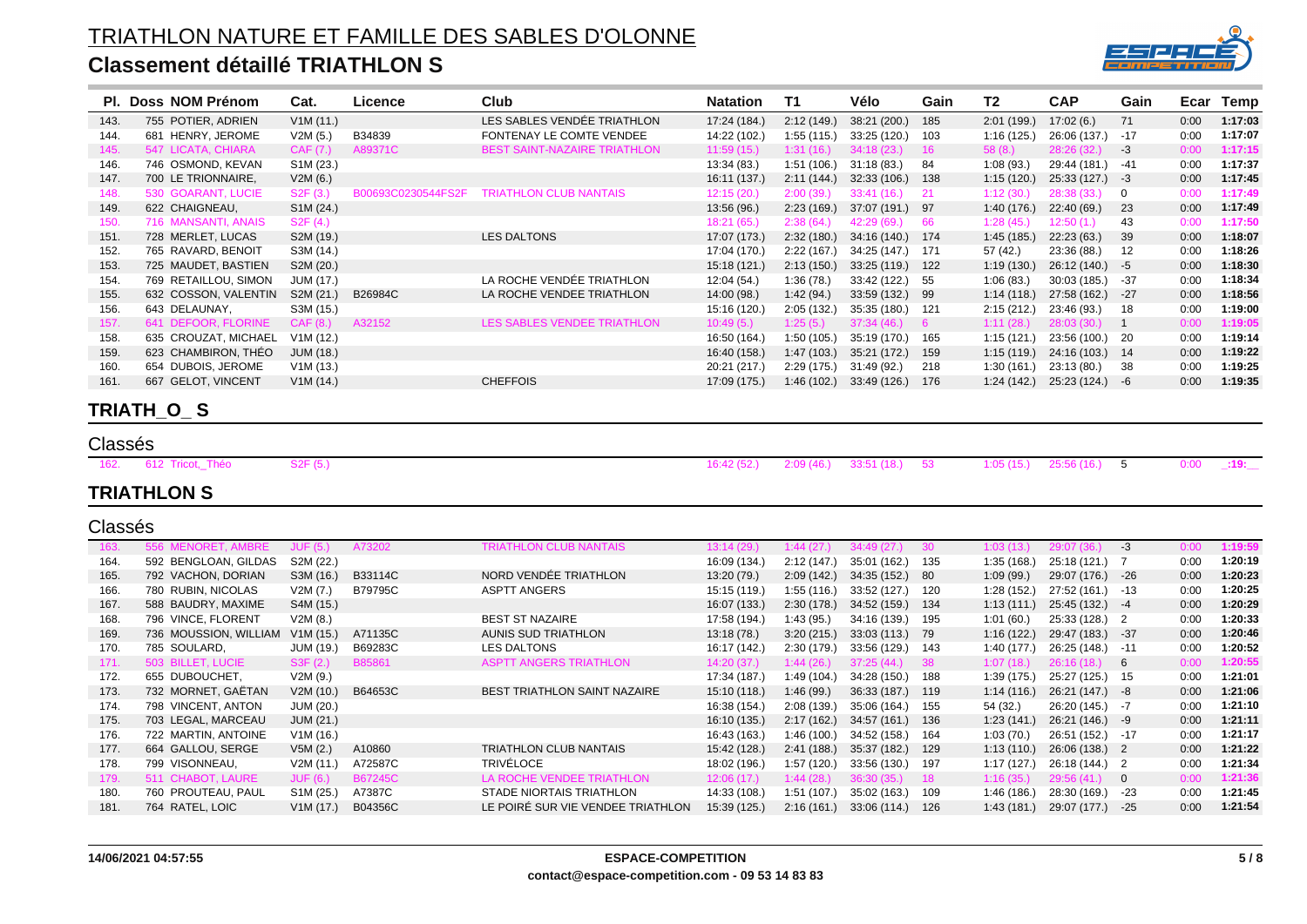# TRIATHLON NATURE ET FAMILLE DES SABLES D'OLONNE

## Classement détaillé TRIATHLON S

| Pl. | Doss | NOM Prénom | Cat. | Licence | Club | Natation | T1 | Vélo | Gain | T2 | CAP | Gain | Ecar | Temp |
|---|---|---|---|---|---|---|---|---|---|---|---|---|---|---|
| 143. | 755 | POTIER, ADRIEN | V1M (11.) | | LES SABLES VENDÉE TRIATHLON | 17:24 (184.) | 2:12 (149.) | 38:21 (200.) | 185 | 2:01 (199.) | 17:02 (6.) | 71 | 0:00 | 1:17:03 |
| 144. | 681 | HENRY, JEROME | V2M (5.) | B34839 | FONTENAY LE COMTE VENDEE | 14:22 (102.) | 1:55 (115.) | 33:25 (120.) | 103 | 1:16 (125.) | 26:06 (137.) | -17 | 0:00 | 1:17:07 |
| 145. | 547 | LICATA, CHIARA | CAF (7.) | A89371C | BEST SAINT-NAZAIRE TRIATHLON | 11:59 (15.) | 1:31 (16.) | 34:18 (23.) | 16 | 58 (8.) | 28:26 (32.) | -3 | 0:00 | 1:17:15 |
| 146. | 746 | OSMOND, KEVAN | S1M (23.) | | | 13:34 (83.) | 1:51 (106.) | 31:18 (83.) | 84 | 1:08 (93.) | 29:44 (181.) | -41 | 0:00 | 1:17:37 |
| 147. | 700 | LE TRIONNAIRE, | V2M (6.) | | | 16:11 (137.) | 2:11 (144.) | 32:33 (106.) | 138 | 1:15 (120.) | 25:33 (127.) | -3 | 0:00 | 1:17:45 |
| 148. | 530 | GOARANT, LUCIE | S2F (3.) | B00693C0230544FS2F | TRIATHLON CLUB NANTAIS | 12:15 (20.) | 2:00 (39.) | 33:41 (16.) | 21 | 1:12 (30.) | 28:38 (33.) | 0 | 0:00 | 1:17:49 |
| 149. | 622 | CHAIGNEAU, | S1M (24.) | | | 13:56 (96.) | 2:23 (169.) | 37:07 (191.) | 97 | 1:40 (176.) | 22:40 (69.) | 23 | 0:00 | 1:17:49 |
| 150. | 716 | MANSANTI, ANAIS | S2F (4.) | | | 18:21 (65.) | 2:38 (64.) | 42:29 (69.) | 66 | 1:28 (45.) | 12:50 (1.) | 43 | 0:00 | 1:17:50 |
| 151. | 728 | MERLET, LUCAS | S2M (19.) | | LES DALTONS | 17:07 (173.) | 2:32 (180.) | 34:16 (140.) | 174 | 1:45 (185.) | 22:23 (63.) | 39 | 0:00 | 1:18:07 |
| 152. | 765 | RAVARD, BENOIT | S3M (14.) | | | 17:04 (170.) | 2:22 (167.) | 34:25 (147.) | 171 | 57 (42.) | 23:36 (88.) | 12 | 0:00 | 1:18:26 |
| 153. | 725 | MAUDET, BASTIEN | S2M (20.) | | | 15:18 (121.) | 2:13 (150.) | 33:25 (119.) | 122 | 1:19 (130.) | 26:12 (140.) | -5 | 0:00 | 1:18:30 |
| 154. | 769 | RETAILLOU, SIMON | JUM (17.) | | LA ROCHE VENDÉE TRIATHLON | 12:04 (54.) | 1:36 (78.) | 33:42 (122.) | 55 | 1:06 (83.) | 30:03 (185.) | -37 | 0:00 | 1:18:34 |
| 155. | 632 | COSSON, VALENTIN | S2M (21.) | B26984C | LA ROCHE VENDEE TRIATHLON | 14:00 (98.) | 1:42 (94.) | 33:59 (132.) | 99 | 1:14 (118.) | 27:58 (162.) | -27 | 0:00 | 1:18:56 |
| 156. | 643 | DELAUNAY, | S3M (15.) | | | 15:16 (120.) | 2:05 (132.) | 35:35 (180.) | 121 | 2:15 (212.) | 23:46 (93.) | 18 | 0:00 | 1:19:00 |
| 157. | 641 | DEFOOR, FLORINE | CAF (8.) | A32152 | LES SABLES VENDEE TRIATHLON | 10:49 (5.) | 1:25 (5.) | 37:34 (46.) | 6 | 1:11 (28.) | 28:03 (30.) | 1 | 0:00 | 1:19:05 |
| 158. | 635 | CROUZAT, MICHAEL | V1M (12.) | | | 16:50 (164.) | 1:50 (105.) | 35:19 (170.) | 165 | 1:15 (121.) | 23:56 (100.) | 20 | 0:00 | 1:19:14 |
| 159. | 623 | CHAMBIRON, THÉO | JUM (18.) | | | 16:40 (158.) | 1:47 (103.) | 35:21 (172.) | 159 | 1:15 (119.) | 24:16 (103.) | 14 | 0:00 | 1:19:22 |
| 160. | 654 | DUBOIS, JEROME | V1M (13.) | | | 20:21 (217.) | 2:29 (175.) | 31:49 (92.) | 218 | 1:30 (161.) | 23:13 (80.) | 38 | 0:00 | 1:19:25 |
| 161. | 667 | GELOT, VINCENT | V1M (14.) | | CHEFFOIS | 17:09 (175.) | 1:46 (102.) | 33:49 (126.) | 176 | 1:24 (142.) | 25:23 (124.) | -6 | 0:00 | 1:19:35 |

## TRIATH_O_ S

### Classés

| Pl. | Doss | NOM Prénom | Cat. | Licence | Club | Natation | T1 | Vélo | Gain | T2 | CAP | Gain | Ecar | Temp |
|---|---|---|---|---|---|---|---|---|---|---|---|---|---|---|
| 162. | 612 | Tricot,_Théo | S2F (5.) | | | 16:42 (52.) | 2:09 (46.) | 33:51 (18.) | 53 | 1:05 (15.) | 25:56 (16.) | 5 | 0:00 | _:19:__ |

## TRIATHLON S

### Classés

| Pl. | Doss | NOM Prénom | Cat. | Licence | Club | Natation | T1 | Vélo | Gain | T2 | CAP | Gain | Ecar | Temp |
|---|---|---|---|---|---|---|---|---|---|---|---|---|---|---|
| 163. | 556 | MENORET, AMBRE | JUF (5.) | A73202 | TRIATHLON CLUB NANTAIS | 13:14 (29.) | 1:44 (27.) | 34:49 (27.) | 30 | 1:03 (13.) | 29:07 (36.) | -3 | 0:00 | 1:19:59 |
| 164. | 592 | BENGLOAN, GILDAS | S2M (22.) | | | 16:09 (134.) | 2:12 (147.) | 35:01 (162.) | 135 | 1:35 (168.) | 25:18 (121.) | 7 | 0:00 | 1:20:19 |
| 165. | 792 | VACHON, DORIAN | S3M (16.) | B33114C | NORD VENDÉE TRIATHLON | 13:20 (79.) | 2:09 (142.) | 34:35 (152.) | 80 | 1:09 (99.) | 29:07 (176.) | -26 | 0:00 | 1:20:23 |
| 166. | 780 | RUBIN, NICOLAS | V2M (7.) | B79795C | ASPTT ANGERS | 15:15 (119.) | 1:55 (116.) | 33:52 (127.) | 120 | 1:28 (152.) | 27:52 (161.) | -13 | 0:00 | 1:20:25 |
| 167. | 588 | BAUDRY, MAXIME | S4M (15.) | | | 16:07 (133.) | 2:30 (178.) | 34:52 (159.) | 134 | 1:13 (111.) | 25:45 (132.) | -4 | 0:00 | 1:20:29 |
| 168. | 796 | VINCE, FLORENT | V2M (8.) | | BEST ST NAZAIRE | 17:58 (194.) | 1:43 (95.) | 34:16 (139.) | 195 | 1:01 (60.) | 25:33 (128.) | 2 | 0:00 | 1:20:33 |
| 169. | 736 | MOUSSION, WILLIAM | V1M (15.) | A71135C | AUNIS SUD TRIATHLON | 13:18 (78.) | 3:20 (215.) | 33:03 (113.) | 79 | 1:16 (122.) | 29:47 (183.) | -37 | 0:00 | 1:20:46 |
| 170. | 785 | SOULARD, | JUM (19.) | B69283C | LES DALTONS | 16:17 (142.) | 2:30 (179.) | 33:56 (129.) | 143 | 1:40 (177.) | 26:25 (148.) | -11 | 0:00 | 1:20:52 |
| 171. | 503 | BILLET, LUCIE | S3F (2.) | B85861 | ASPTT ANGERS TRIATHLON | 14:20 (37.) | 1:44 (26.) | 37:25 (44.) | 38 | 1:07 (18.) | 26:16 (18.) | 6 | 0:00 | 1:20:55 |
| 172. | 655 | DUBOUCHET, | V2M (9.) | | | 17:34 (187.) | 1:49 (104.) | 34:28 (150.) | 188 | 1:39 (175.) | 25:27 (125.) | 15 | 0:00 | 1:21:01 |
| 173. | 732 | MORNET, GAËTAN | V2M (10.) | B64653C | BEST TRIATHLON SAINT NAZAIRE | 15:10 (118.) | 1:46 (99.) | 36:33 (187.) | 119 | 1:14 (116.) | 26:21 (147.) | -8 | 0:00 | 1:21:06 |
| 174. | 798 | VINCENT, ANTON | JUM (20.) | | | 16:38 (154.) | 2:08 (139.) | 35:06 (164.) | 155 | 54 (32.) | 26:20 (145.) | -7 | 0:00 | 1:21:10 |
| 175. | 703 | LEGAL, MARCEAU | JUM (21.) | | | 16:10 (135.) | 2:17 (162.) | 34:57 (161.) | 136 | 1:23 (141.) | 26:21 (146.) | -9 | 0:00 | 1:21:11 |
| 176. | 722 | MARTIN, ANTOINE | V1M (16.) | | | 16:43 (163.) | 1:46 (100.) | 34:52 (158.) | 164 | 1:03 (70.) | 26:51 (152.) | -17 | 0:00 | 1:21:17 |
| 177. | 664 | GALLOU, SERGE | V5M (2.) | A10860 | TRIATHLON CLUB NANTAIS | 15:42 (128.) | 2:41 (188.) | 35:37 (182.) | 129 | 1:13 (110.) | 26:06 (138.) | 2 | 0:00 | 1:21:22 |
| 178. | 799 | VISONNEAU, | V2M (11.) | A72587C | TRIVÉLOCE | 18:02 (196.) | 1:57 (120.) | 33:56 (130.) | 197 | 1:17 (127.) | 26:18 (144.) | 2 | 0:00 | 1:21:34 |
| 179. | 511 | CHABOT, LAURE | JUF (6.) | B67245C | LA ROCHE VENDEE TRIATHLON | 12:06 (17.) | 1:44 (28.) | 36:30 (35.) | 18 | 1:16 (35.) | 29:56 (41.) | 0 | 0:00 | 1:21:36 |
| 180. | 760 | PROUTEAU, PAUL | S1M (25.) | A7387C | STADE NIORTAIS TRIATHLON | 14:33 (108.) | 1:51 (107.) | 35:02 (163.) | 109 | 1:46 (186.) | 28:30 (169.) | -23 | 0:00 | 1:21:45 |
| 181. | 764 | RATEL, LOIC | V1M (17.) | B04356C | LE POIRÉ SUR VIE VENDEE TRIATHLON | 15:39 (125.) | 2:16 (161.) | 33:06 (114.) | 126 | 1:43 (181.) | 29:07 (177.) | -25 | 0:00 | 1:21:54 |

14/06/2021 04:57:55

ESPACE-COMPETITION

contact@espace-competition.com - 09 53 14 83 83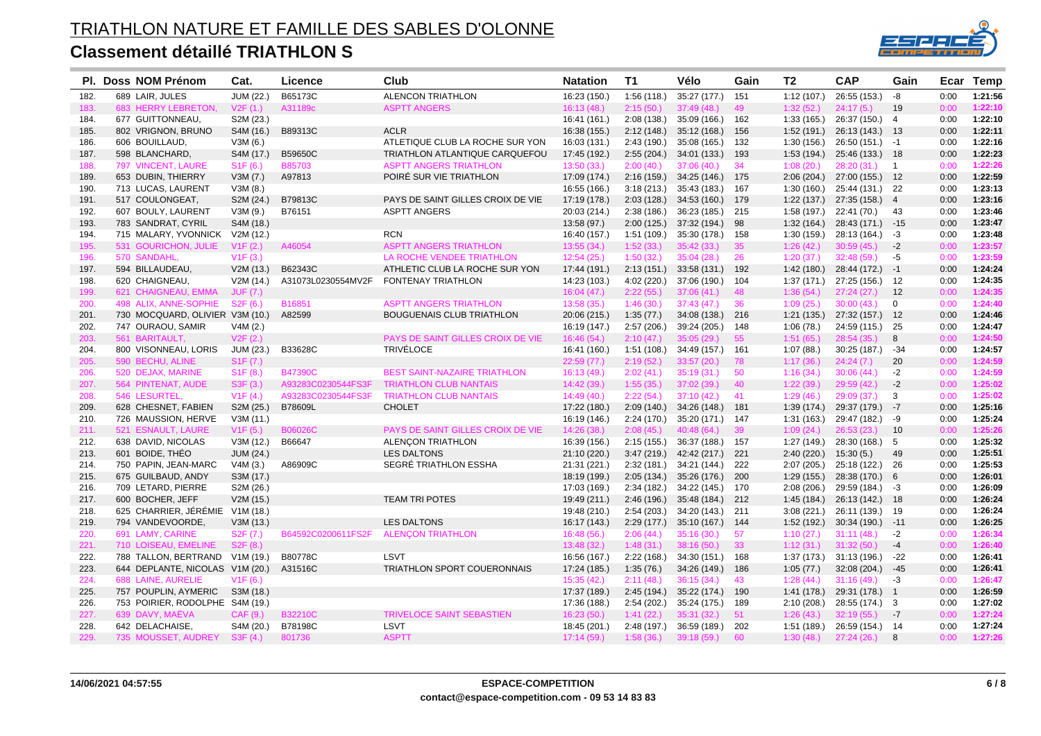# TRIATHLON NATURE ET FAMILLE DES SABLES D'OLONNE

## Classement détaillé TRIATHLON S

| Pl. | Doss | NOM Prénom | Cat. | Licence | Club | Natation | T1 | Vélo | Gain | T2 | CAP | Gain | Ecar | Temp |
|---|---|---|---|---|---|---|---|---|---|---|---|---|---|---|
| 182. | 689 | LAIR, JULES | JUM (22.) | B65173C | ALENCON TRIATHLON | 16:23 (150.) | 1:56 (118.) | 35:27 (177.) | 151 | 1:12 (107.) | 26:55 (153.) | -8 | 0:00 | 1:21:56 |
| 183. | 683 | HERRY LEBRETON, | V2F (1.) | A31189c | ASPTT ANGERS | 16:13 (48.) | 2:15 (50.) | 37:49 (48.) | 49 | 1:32 (52.) | 24:17 (5.) | 19 | 0:00 | 1:22:10 |
| 184. | 677 | GUITTONNEAU, | S2M (23.) | | | 16:41 (161.) | 2:08 (138.) | 35:09 (166.) | 162 | 1:33 (165.) | 26:37 (150.) | 4 | 0:00 | 1:22:10 |
| 185. | 802 | VRIGNON, BRUNO | S4M (16.) | B89313C | ACLR | 16:38 (155.) | 2:12 (148.) | 35:12 (168.) | 156 | 1:52 (191.) | 26:13 (143.) | 13 | 0:00 | 1:22:11 |
| 186. | 606 | BOUILLAUD, | V3M (6.) | | ATLETIQUE CLUB LA ROCHE SUR YON | 16:03 (131.) | 2:43 (190.) | 35:08 (165.) | 132 | 1:30 (156.) | 26:50 (151.) | -1 | 0:00 | 1:22:16 |
| 187. | 598 | BLANCHARD, | S4M (17.) | B59650C | TRIATHLON ATLANTIQUE CARQUEFOU | 17:45 (192.) | 2:55 (204.) | 34:01 (133.) | 193 | 1:53 (194.) | 25:46 (133.) | 18 | 0:00 | 1:22:23 |
| 188. | 797 | VINCENT, LAURE | S1F (6.) | B85703 | ASPTT ANGERS TRIATHLON | 13:50 (33.) | 2:00 (40.) | 37:06 (40.) | 34 | 1:08 (20.) | 28:20 (31.) | 1 | 0:00 | 1:22:26 |
| 189. | 653 | DUBIN, THIERRY | V3M (7.) | A97813 | POIRÉ SUR VIE TRIATHLON | 17:09 (174.) | 2:16 (159.) | 34:25 (146.) | 175 | 2:06 (204.) | 27:00 (155.) | 12 | 0:00 | 1:22:59 |
| 190. | 713 | LUCAS, LAURENT | V3M (8.) | | | 16:55 (166.) | 3:18 (213.) | 35:43 (183.) | 167 | 1:30 (160.) | 25:44 (131.) | 22 | 0:00 | 1:23:13 |
| 191. | 517 | COULONGEAT, | S2M (24.) | B79813C | PAYS DE SAINT GILLES CROIX DE VIE | 17:19 (178.) | 2:03 (128.) | 34:53 (160.) | 179 | 1:22 (137.) | 27:35 (158.) | 4 | 0:00 | 1:23:16 |
| 192. | 607 | BOULY, LAURENT | V3M (9.) | B76151 | ASPTT ANGERS | 20:03 (214.) | 2:38 (186.) | 36:23 (185.) | 215 | 1:58 (197.) | 22:41 (70.) | 43 | 0:00 | 1:23:46 |
| 193. | 783 | SANDRAT, CYRIL | S4M (18.) | | | 13:58 (97.) | 2:00 (125.) | 37:32 (194.) | 98 | 1:32 (164.) | 28:43 (171.) | -15 | 0:00 | 1:23:47 |
| 194. | 715 | MALARY, YVONNICK | V2M (12.) | | RCN | 16:40 (157.) | 1:51 (109.) | 35:30 (178.) | 158 | 1:30 (159.) | 28:13 (164.) | -3 | 0:00 | 1:23:48 |
| 195. | 531 | GOURICHON, JULIE | V1F (2.) | A46054 | ASPTT ANGERS TRIATHLON | 13:55 (34.) | 1:52 (33.) | 35:42 (33.) | 35 | 1:26 (42.) | 30:59 (45.) | -2 | 0:00 | 1:23:57 |
| 196. | 570 | SANDAHL, | V1F (3.) | | LA ROCHE VENDEE TRIATHLON | 12:54 (25.) | 1:50 (32.) | 35:04 (28.) | 26 | 1:20 (37.) | 32:48 (59.) | -5 | 0:00 | 1:23:59 |
| 197. | 594 | BILLAUDEAU, | V2M (13.) | B62343C | ATHLETIC CLUB LA ROCHE SUR YON | 17:44 (191.) | 2:13 (151.) | 33:58 (131.) | 192 | 1:42 (180.) | 28:44 (172.) | -1 | 0:00 | 1:24:24 |
| 198. | 620 | CHAIGNEAU, | V2M (14.) | A31073L0230554MV2F | FONTENAY TRIATHLON | 14:23 (103.) | 4:02 (220.) | 37:06 (190.) | 104 | 1:37 (171.) | 27:25 (156.) | 12 | 0:00 | 1:24:35 |
| 199. | 621 | CHAIGNEAU, EMMA | JUF (7.) | | | 16:04 (47.) | 2:22 (55.) | 37:06 (41.) | 48 | 1:36 (54.) | 27:24 (27.) | 12 | 0:00 | 1:24:35 |
| 200. | 498 | ALIX, ANNE-SOPHIE | S2F (6.) | B16851 | ASPTT ANGERS TRIATHLON | 13:58 (35.) | 1:46 (30.) | 37:43 (47.) | 36 | 1:09 (25.) | 30:00 (43.) | 0 | 0:00 | 1:24:40 |
| 201. | 730 | MOCQUARD, OLIVIER | V3M (10.) | A82599 | BOUGUENAIS CLUB TRIATHLON | 20:06 (215.) | 1:35 (77.) | 34:08 (138.) | 216 | 1:21 (135.) | 27:32 (157.) | 12 | 0:00 | 1:24:46 |
| 202. | 747 | OURAOU, SAMIR | V4M (2.) | | | 16:19 (147.) | 2:57 (206.) | 39:24 (205.) | 148 | 1:06 (78.) | 24:59 (115.) | 25 | 0:00 | 1:24:47 |
| 203. | 561 | BARITAULT, | V2F (2.) | | PAYS DE SAINT GILLES CROIX DE VIE | 16:46 (54.) | 2:10 (47.) | 35:05 (29.) | 55 | 1:51 (65.) | 28:54 (35.) | 8 | 0:00 | 1:24:50 |
| 204. | 800 | VISONNEAU, LORIS | JUM (23.) | B33628C | TRIVÉLOCE | 16:41 (160.) | 1:51 (108.) | 34:49 (157.) | 161 | 1:07 (88.) | 30:25 (187.) | -34 | 0:00 | 1:24:57 |
| 205. | 590 | BECHU, ALINE | S1F (7.) | | | 22:59 (77.) | 2:19 (52.) | 33:57 (20.) | 78 | 1:17 (36.) | 24:24 (7.) | 20 | 0:00 | 1:24:59 |
| 206. | 520 | DEJAX, MARINE | S1F (8.) | B47390C | BEST SAINT-NAZAIRE TRIATHLON | 16:13 (49.) | 2:02 (41.) | 35:19 (31.) | 50 | 1:16 (34.) | 30:06 (44.) | -2 | 0:00 | 1:24:59 |
| 207. | 564 | PINTENAT, AUDE | S3F (3.) | A93283C0230544FS3F | TRIATHLON CLUB NANTAIS | 14:42 (39.) | 1:55 (35.) | 37:02 (39.) | 40 | 1:22 (39.) | 29:59 (42.) | -2 | 0:00 | 1:25:02 |
| 208. | 546 | LESURTEL, | V1F (4.) | A93283C0230544FS3F | TRIATHLON CLUB NANTAIS | 14:49 (40.) | 2:22 (54.) | 37:10 (42.) | 41 | 1:29 (46.) | 29:09 (37.) | 3 | 0:00 | 1:25:02 |
| 209. | 628 | CHESNET, FABIEN | S2M (25.) | B78609L | CHOLET | 17:22 (180.) | 2:09 (140.) | 34:26 (148.) | 181 | 1:39 (174.) | 29:37 (179.) | -7 | 0:00 | 1:25:16 |
| 210. | 726 | MAUSSION, HERVE | V3M (11.) | | | 16:19 (146.) | 2:24 (170.) | 35:20 (171.) | 147 | 1:31 (163.) | 29:47 (182.) | -9 | 0:00 | 1:25:24 |
| 211. | 521 | ESNAULT, LAURE | V1F (5.) | B06026C | PAYS DE SAINT GILLES CROIX DE VIE | 14:26 (38.) | 2:08 (45.) | 40:48 (64.) | 39 | 1:09 (24.) | 26:53 (23.) | 10 | 0:00 | 1:25:26 |
| 212. | 638 | DAVID, NICOLAS | V3M (12.) | B66647 | ALENÇON TRIATHLON | 16:39 (156.) | 2:15 (155.) | 36:37 (188.) | 157 | 1:27 (149.) | 28:30 (168.) | 5 | 0:00 | 1:25:32 |
| 213. | 601 | BOIDE, THÉO | JUM (24.) | | LES DALTONS | 21:10 (220.) | 3:47 (219.) | 42:42 (217.) | 221 | 2:40 (220.) | 15:30 (5.) | 49 | 0:00 | 1:25:51 |
| 214. | 750 | PAPIN, JEAN-MARC | V4M (3.) | A86909C | SEGRÉ TRIATHLON ESSHA | 21:31 (221.) | 2:32 (181.) | 34:21 (144.) | 222 | 2:07 (205.) | 25:18 (122.) | 26 | 0:00 | 1:25:53 |
| 215. | 675 | GUILBAUD, ANDY | S3M (17.) | | | 18:19 (199.) | 2:05 (134.) | 35:26 (176.) | 200 | 1:29 (155.) | 28:38 (170.) | 6 | 0:00 | 1:26:01 |
| 216. | 709 | LETARD, PIERRE | S2M (26.) | | | 17:03 (169.) | 2:34 (182.) | 34:22 (145.) | 170 | 2:08 (206.) | 29:59 (184.) | -3 | 0:00 | 1:26:09 |
| 217. | 600 | BOCHER, JEFF | V2M (15.) | | TEAM TRI POTES | 19:49 (211.) | 2:46 (196.) | 35:48 (184.) | 212 | 1:45 (184.) | 26:13 (142.) | 18 | 0:00 | 1:26:24 |
| 218. | 625 | CHARRIER, JÉRÉMIE | V1M (18.) | | | 19:48 (210.) | 2:54 (203.) | 34:20 (143.) | 211 | 3:08 (221.) | 26:11 (139.) | 19 | 0:00 | 1:26:24 |
| 219. | 794 | VANDEVOORDE, | V3M (13.) | | LES DALTONS | 16:17 (143.) | 2:29 (177.) | 35:10 (167.) | 144 | 1:52 (192.) | 30:34 (190.) | -11 | 0:00 | 1:26:25 |
| 220. | 691 | LAMY, CARINE | S2F (7.) | B64592C0200611FS2F | ALENÇON TRIATHLON | 16:48 (56.) | 2:06 (44.) | 35:16 (30.) | 57 | 1:10 (27.) | 31:11 (48.) | -2 | 0:00 | 1:26:34 |
| 221. | 710 | LOISEAU, EMELINE | S2F (8.) | | | 13:48 (32.) | 1:48 (31.) | 38:16 (50.) | 33 | 1:12 (31.) | 31:32 (50.) | -4 | 0:00 | 1:26:40 |
| 222. | 788 | TALLON, BERTRAND | V1M (19.) | B80778C | LSVT | 16:56 (167.) | 2:22 (168.) | 34:30 (151.) | 168 | 1:37 (173.) | 31:13 (196.) | -22 | 0:00 | 1:26:41 |
| 223. | 644 | DEPLANTE, NICOLAS | V1M (20.) | A31516C | TRIATHLON SPORT COUERONNAIS | 17:24 (185.) | 1:35 (76.) | 34:26 (149.) | 186 | 1:05 (77.) | 32:08 (204.) | -45 | 0:00 | 1:26:41 |
| 224. | 688 | LAINE, AURELIE | V1F (6.) | | | 15:35 (42.) | 2:11 (48.) | 36:15 (34.) | 43 | 1:28 (44.) | 31:16 (49.) | -3 | 0:00 | 1:26:47 |
| 225. | 757 | POUPLIN, AYMERIC | S3M (18.) | | | 17:37 (189.) | 2:45 (194.) | 35:22 (174.) | 190 | 1:41 (178.) | 29:31 (178.) | 1 | 0:00 | 1:26:59 |
| 226. | 753 | POIRIER, RODOLPHE | S4M (19.) | | | 17:36 (188.) | 2:54 (202.) | 35:24 (175.) | 189 | 2:10 (208.) | 28:55 (174.) | 3 | 0:00 | 1:27:02 |
| 227. | 639 | DAVY, MAËVA | CAF (9.) | B32210C | TRIVELOCE SAINT SEBASTIEN | 16:23 (50.) | 1:41 (22.) | 35:31 (32.) | 51 | 1:26 (43.) | 32:19 (55.) | -7 | 0:00 | 1:27:24 |
| 228. | 642 | DELACHAISE, | S4M (20.) | B78198C | LSVT | 18:45 (201.) | 2:48 (197.) | 36:59 (189.) | 202 | 1:51 (189.) | 26:59 (154.) | 14 | 0:00 | 1:27:24 |
| 229. | 735 | MOUSSET, AUDREY | S3F (4.) | 801736 | ASPTT | 17:14 (59.) | 1:58 (36.) | 39:18 (59.) | 60 | 1:30 (48.) | 27:24 (26.) | 8 | 0:00 | 1:27:26 |

14/06/2021 04:57:55 — ESPACE-COMPETITION — contact@espace-competition.com - 09 53 14 83 83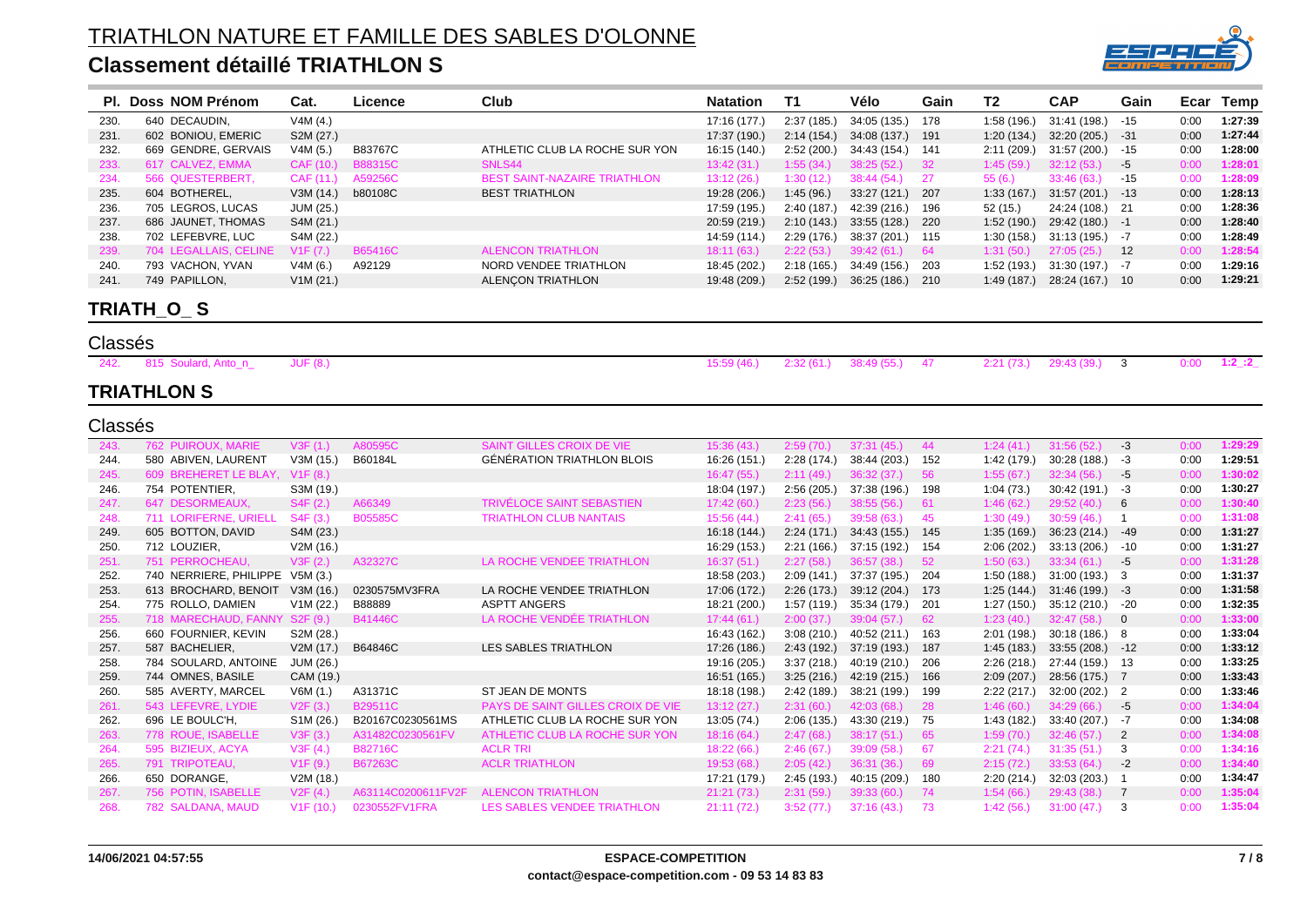# TRIATHLON NATURE ET FAMILLE DES SABLES D'OLONNE

## Classement détaillé TRIATHLON S

| Pl. | Doss | NOM Prénom | Cat. | Licence | Club | Natation | T1 | Vélo | Gain | T2 | CAP | Gain | Ecar | Temp |
|---|---|---|---|---|---|---|---|---|---|---|---|---|---|---|
| 230. | 640 | DECAUDIN, | V4M (4.) | | | 17:16 (177.) | 2:37 (185.) | 34:05 (135.) | 178 | 1:58 (196.) | 31:41 (198.) | -15 | 0:00 | 1:27:39 |
| 231. | 602 | BONIOU, EMERIC | S2M (27.) | | | 17:37 (190.) | 2:14 (154.) | 34:08 (137.) | 191 | 1:20 (134.) | 32:20 (205.) | -31 | 0:00 | 1:27:44 |
| 232. | 669 | GENDRE, GERVAIS | V4M (5.) | B83767C | ATHLETIC CLUB LA ROCHE SUR YON | 16:15 (140.) | 2:52 (200.) | 34:43 (154.) | 141 | 2:11 (209.) | 31:57 (200.) | -15 | 0:00 | 1:28:00 |
| 233. | 617 | CALVEZ, EMMA | CAF (10.) | B88315C | SNLS44 | 13:42 (31.) | 1:55 (34.) | 38:25 (52.) | 32 | 1:45 (59.) | 32:12 (53.) | -5 | 0:00 | 1:28:01 |
| 234. | 566 | QUESTERBERT, | CAF (11.) | A59256C | BEST SAINT-NAZAIRE TRIATHLON | 13:12 (26.) | 1:30 (12.) | 38:44 (54.) | 27 | 55 (6.) | 33:46 (63.) | -15 | 0:00 | 1:28:09 |
| 235. | 604 | BOTHEREL, | V3M (14.) | b80108C | BEST TRIATHLON | 19:28 (206.) | 1:45 (96.) | 33:27 (121.) | 207 | 1:33 (167.) | 31:57 (201.) | -13 | 0:00 | 1:28:13 |
| 236. | 705 | LEGROS, LUCAS | JUM (25.) | | | 17:59 (195.) | 2:40 (187.) | 42:39 (216.) | 196 | 52 (15.) | 24:24 (108.) | 21 | 0:00 | 1:28:36 |
| 237. | 686 | JAUNET, THOMAS | S4M (21.) | | | 20:59 (219.) | 2:10 (143.) | 33:55 (128.) | 220 | 1:52 (190.) | 29:42 (180.) | -1 | 0:00 | 1:28:40 |
| 238. | 702 | LEFEBVRE, LUC | S4M (22.) | | | 14:59 (114.) | 2:29 (176.) | 38:37 (201.) | 115 | 1:30 (158.) | 31:13 (195.) | -7 | 0:00 | 1:28:49 |
| 239. | 704 | LEGALLAIS, CELINE | V1F (7.) | B65416C | ALENCON TRIATHLON | 18:11 (63.) | 2:22 (53.) | 39:42 (61.) | 64 | 1:31 (50.) | 27:05 (25.) | 12 | 0:00 | 1:28:54 |
| 240. | 793 | VACHON, YVAN | V4M (6.) | A92129 | NORD VENDEE TRIATHLON | 18:45 (202.) | 2:18 (165.) | 34:49 (156.) | 203 | 1:52 (193.) | 31:30 (197.) | -7 | 0:00 | 1:29:16 |
| 241. | 749 | PAPILLON, | V1M (21.) | | ALENÇON TRIATHLON | 19:48 (209.) | 2:52 (199.) | 36:25 (186.) | 210 | 1:49 (187.) | 28:24 (167.) | 10 | 0:00 | 1:29:21 |

## TRIATH_O_ S

### Classés

| Pl. | Doss | NOM Prénom | Cat. | Licence | Club | Natation | T1 | Vélo | Gain | T2 | CAP | Gain | Ecar | Temp |
|---|---|---|---|---|---|---|---|---|---|---|---|---|---|---|
| 242. | 815 | Soulard, Anto_n_ | JUF (8.) | | | 15:59 (46.) | 2:32 (61.) | 38:49 (55.) | 47 | 2:21 (73.) | 29:43 (39.) | 3 | 0:00 | 1:2_:2_ |

## TRIATHLON S

### Classés

| Pl. | Doss | NOM Prénom | Cat. | Licence | Club | Natation | T1 | Vélo | Gain | T2 | CAP | Gain | Ecar | Temp |
|---|---|---|---|---|---|---|---|---|---|---|---|---|---|---|
| 243. | 762 | PUIROUX, MARIE | V3F (1.) | A80595C | SAINT GILLES CROIX DE VIE | 15:36 (43.) | 2:59 (70.) | 37:31 (45.) | 44 | 1:24 (41.) | 31:56 (52.) | -3 | 0:00 | 1:29:29 |
| 244. | 580 | ABIVEN, LAURENT | V3M (15.) | B60184L | GÉNÉRATION TRIATHLON BLOIS | 16:26 (151.) | 2:28 (174.) | 38:44 (203.) | 152 | 1:42 (179.) | 30:28 (188.) | -3 | 0:00 | 1:29:51 |
| 245. | 609 | BREHERET LE BLAY, | V1F (8.) | | | 16:47 (55.) | 2:11 (49.) | 36:32 (37.) | 56 | 1:55 (67.) | 32:34 (56.) | -5 | 0:00 | 1:30:02 |
| 246. | 754 | POTENTIER, | S3M (19.) | | | 18:04 (197.) | 2:56 (205.) | 37:38 (196.) | 198 | 1:04 (73.) | 30:42 (191.) | -3 | 0:00 | 1:30:27 |
| 247. | 647 | DESORMEAUX, | S4F (2.) | A66349 | TRIVÉLOCE SAINT SEBASTIEN | 17:42 (60.) | 2:23 (56.) | 38:55 (56.) | 61 | 1:46 (62.) | 29:52 (40.) | 6 | 0:00 | 1:30:40 |
| 248. | 711 | LORIFERNE, URIELL | S4F (3.) | B05585C | TRIATHLON CLUB NANTAIS | 15:56 (44.) | 2:41 (65.) | 39:58 (63.) | 45 | 1:30 (49.) | 30:59 (46.) | 1 | 0:00 | 1:31:08 |
| 249. | 605 | BOTTON, DAVID | S4M (23.) | | | 16:18 (144.) | 2:24 (171.) | 34:43 (155.) | 145 | 1:35 (169.) | 36:23 (214.) | -49 | 0:00 | 1:31:27 |
| 250. | 712 | LOUZIER, | V2M (16.) | | | 16:29 (153.) | 2:21 (166.) | 37:15 (192.) | 154 | 2:06 (202.) | 33:13 (206.) | -10 | 0:00 | 1:31:27 |
| 251. | 751 | PERROCHEAU, | V3F (2.) | A32327C | LA ROCHE VENDEE TRIATHLON | 16:37 (51.) | 2:27 (58.) | 36:57 (38.) | 52 | 1:50 (63.) | 33:34 (61.) | -5 | 0:00 | 1:31:28 |
| 252. | 740 | NERRIERE, PHILIPPE | V5M (3.) | | | 18:58 (203.) | 2:09 (141.) | 37:37 (195.) | 204 | 1:50 (188.) | 31:00 (193.) | 3 | 0:00 | 1:31:37 |
| 253. | 613 | BROCHARD, BENOIT | V3M (16.) | 0230575MV3FRA | LA ROCHE VENDEE TRIATHLON | 17:06 (172.) | 2:26 (173.) | 39:12 (204.) | 173 | 1:25 (144.) | 31:46 (199.) | -3 | 0:00 | 1:31:58 |
| 254. | 775 | ROLLO, DAMIEN | V1M (22.) | B88889 | ASPTT ANGERS | 18:21 (200.) | 1:57 (119.) | 35:34 (179.) | 201 | 1:27 (150.) | 35:12 (210.) | -20 | 0:00 | 1:32:35 |
| 255. | 718 | MARECHAUD, FANNY | S2F (9.) | B41446C | LA ROCHE VENDÉE TRIATHLON | 17:44 (61.) | 2:00 (37.) | 39:04 (57.) | 62 | 1:23 (40.) | 32:47 (58.) | 0 | 0:00 | 1:33:00 |
| 256. | 660 | FOURNIER, KEVIN | S2M (28.) | | | 16:43 (162.) | 3:08 (210.) | 40:52 (211.) | 163 | 2:01 (198.) | 30:18 (186.) | 8 | 0:00 | 1:33:04 |
| 257. | 587 | BACHELIER, | V2M (17.) | B64846C | LES SABLES TRIATHLON | 17:26 (186.) | 2:43 (192.) | 37:19 (193.) | 187 | 1:45 (183.) | 33:55 (208.) | -12 | 0:00 | 1:33:12 |
| 258. | 784 | SOULARD, ANTOINE | JUM (26.) | | | 19:16 (205.) | 3:37 (218.) | 40:19 (210.) | 206 | 2:26 (218.) | 27:44 (159.) | 13 | 0:00 | 1:33:25 |
| 259. | 744 | OMNES, BASILE | CAM (19.) | | | 16:51 (165.) | 3:25 (216.) | 42:19 (215.) | 166 | 2:09 (207.) | 28:56 (175.) | 7 | 0:00 | 1:33:43 |
| 260. | 585 | AVERTY, MARCEL | V6M (1.) | A31371C | ST JEAN DE MONTS | 18:18 (198.) | 2:42 (189.) | 38:21 (199.) | 199 | 2:22 (217.) | 32:00 (202.) | 2 | 0:00 | 1:33:46 |
| 261. | 543 | LEFEVRE, LYDIE | V2F (3.) | B29511C | PAYS DE SAINT GILLES CROIX DE VIE | 13:12 (27.) | 2:31 (60.) | 42:03 (68.) | 28 | 1:46 (60.) | 34:29 (66.) | -5 | 0:00 | 1:34:04 |
| 262. | 696 | LE BOULC'H, | S1M (26.) | B20167C0230561MS | ATHLETIC CLUB LA ROCHE SUR YON | 13:05 (74.) | 2:06 (135.) | 43:30 (219.) | 75 | 1:43 (182.) | 33:40 (207.) | -7 | 0:00 | 1:34:08 |
| 263. | 778 | ROUE, ISABELLE | V3F (3.) | A31482C0230561FV | ATHLETIC CLUB LA ROCHE SUR YON | 18:16 (64.) | 2:47 (68.) | 38:17 (51.) | 65 | 1:59 (70.) | 32:46 (57.) | 2 | 0:00 | 1:34:08 |
| 264. | 595 | BIZIEUX, ACYA | V3F (4.) | B82716C | ACLR TRI | 18:22 (66.) | 2:46 (67.) | 39:09 (58.) | 67 | 2:21 (74.) | 31:35 (51.) | 3 | 0:00 | 1:34:16 |
| 265. | 791 | TRIPOTEAU, | V1F (9.) | B67263C | ACLR TRIATHLON | 19:53 (68.) | 2:05 (42.) | 36:31 (36.) | 69 | 2:15 (72.) | 33:53 (64.) | -2 | 0:00 | 1:34:40 |
| 266. | 650 | DORANGE, | V2M (18.) | | | 17:21 (179.) | 2:45 (193.) | 40:15 (209.) | 180 | 2:20 (214.) | 32:03 (203.) | 1 | 0:00 | 1:34:47 |
| 267. | 756 | POTIN, ISABELLE | V2F (4.) | A63114C0200611FV2F | ALENCON TRIATHLON | 21:21 (73.) | 2:31 (59.) | 39:33 (60.) | 74 | 1:54 (66.) | 29:43 (38.) | 7 | 0:00 | 1:35:04 |
| 268. | 782 | SALDANA, MAUD | V1F (10.) | 0230552FV1FRA | LES SABLES VENDEE TRIATHLON | 21:11 (72.) | 3:52 (77.) | 37:16 (43.) | 73 | 1:42 (56.) | 31:00 (47.) | 3 | 0:00 | 1:35:04 |

14/06/2021 04:57:55 — ESPACE-COMPETITION — contact@espace-competition.com - 09 53 14 83 83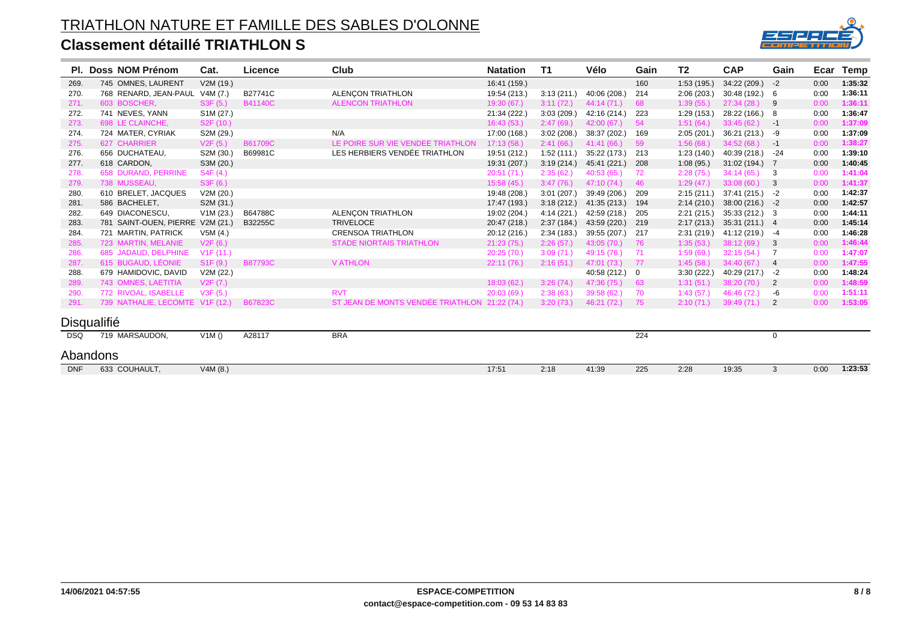# TRIATHLON NATURE ET FAMILLE DES SABLES D'OLONNE

## Classement détaillé TRIATHLON S

| Pl. | Doss | NOM Prénom | Cat. | Licence | Club | Natation | T1 | Vélo | Gain | T2 | CAP | Gain | Ecar | Temp |
|---|---|---|---|---|---|---|---|---|---|---|---|---|---|---|
| 269. | 745 | OMNES, LAURENT | V2M (19.) | | | 16:41 (159.) | | | 160 | 1:53 (195.) | 34:22 (209.) | -2 | 0:00 | 1:35:32 |
| 270. | 768 | RENARD, JEAN-PAUL | V4M (7.) | B27741C | ALENÇON TRIATHLON | 19:54 (213.) | 3:13 (211.) | 40:06 (208.) | 214 | 2:06 (203.) | 30:48 (192.) | 6 | 0:00 | 1:36:11 |
| 271. | 603 | BOSCHER, | S3F (5.) | B41140C | ALENCON TRIATHLON | 19:30 (67.) | 3:11 (72.) | 44:14 (71.) | 68 | 1:39 (55.) | 27:34 (28.) | 9 | 0:00 | 1:36:11 |
| 272. | 741 | NEVES, YANN | S1M (27.) | | | 21:34 (222.) | 3:03 (209.) | 42:16 (214.) | 223 | 1:29 (153.) | 28:22 (166.) | 8 | 0:00 | 1:36:47 |
| 273. | 698 | LE CLAINCHE, | S2F (10.) | | | 16:43 (53.) | 2:47 (69.) | 42:00 (67.) | 54 | 1:51 (64.) | 33:45 (62.) | -1 | 0:00 | 1:37:09 |
| 274. | 724 | MATER, CYRIAK | S2M (29.) | | N/A | 17:00 (168.) | 3:02 (208.) | 38:37 (202.) | 169 | 2:05 (201.) | 36:21 (213.) | -9 | 0:00 | 1:37:09 |
| 275. | 627 | CHARRIER | V2F (5.) | B61709C | LE POIRE SUR VIE VENDEE TRIATHLON | 17:13 (58.) | 2:41 (66.) | 41:41 (66.) | 59 | 1:56 (68.) | 34:52 (68.) | -1 | 0:00 | 1:38:27 |
| 276. | 656 | DUCHATEAU, | S2M (30.) | B69981C | LES HERBIERS VENDÉE TRIATHLON | 19:51 (212.) | 1:52 (111.) | 35:22 (173.) | 213 | 1:23 (140.) | 40:39 (218.) | -24 | 0:00 | 1:39:10 |
| 277. | 618 | CARDON, | S3M (20.) | | | 19:31 (207.) | 3:19 (214.) | 45:41 (221.) | 208 | 1:08 (95.) | 31:02 (194.) | 7 | 0:00 | 1:40:45 |
| 278. | 658 | DURAND, PERRINE | S4F (4.) | | | 20:51 (71.) | 2:35 (62.) | 40:53 (65.) | 72 | 2:28 (75.) | 34:14 (65.) | 3 | 0:00 | 1:41:04 |
| 279. | 738 | MUSSEAU, | S3F (6.) | | | 15:58 (45.) | 3:47 (76.) | 47:10 (74.) | 46 | 1:29 (47.) | 33:08 (60.) | 3 | 0:00 | 1:41:37 |
| 280. | 610 | BRELET, JACQUES | V2M (20.) | | | 19:48 (208.) | 3:01 (207.) | 39:49 (206.) | 209 | 2:15 (211.) | 37:41 (215.) | -2 | 0:00 | 1:42:37 |
| 281. | 586 | BACHELET, | S2M (31.) | | | 17:47 (193.) | 3:18 (212.) | 41:35 (213.) | 194 | 2:14 (210.) | 38:00 (216.) | -2 | 0:00 | 1:42:57 |
| 282. | 649 | DIACONESCU, | V1M (23.) | B64788C | ALENÇON TRIATHLON | 19:02 (204.) | 4:14 (221.) | 42:59 (218.) | 205 | 2:21 (215.) | 35:33 (212.) | 3 | 0:00 | 1:44:11 |
| 283. | 781 | SAINT-OUEN, PIERRE | V2M (21.) | B32255C | TRIVELOCE | 20:47 (218.) | 2:37 (184.) | 43:59 (220.) | 219 | 2:17 (213.) | 35:31 (211.) | 4 | 0:00 | 1:45:14 |
| 284. | 721 | MARTIN, PATRICK | V5M (4.) | | CRENSOA TRIATHLON | 20:12 (216.) | 2:34 (183.) | 39:55 (207.) | 217 | 2:31 (219.) | 41:12 (219.) | -4 | 0:00 | 1:46:28 |
| 285. | 723 | MARTIN, MELANIE | V2F (6.) | | STADE NIORTAIS TRIATHLON | 21:23 (75.) | 2:26 (57.) | 43:05 (70.) | 76 | 1:35 (53.) | 38:12 (69.) | 3 | 0:00 | 1:46:44 |
| 286. | 685 | JADAUD, DELPHINE | V1F (11.) | | | 20:25 (70.) | 3:09 (71.) | 49:15 (76.) | 71 | 1:59 (69.) | 32:15 (54.) | 7 | 0:00 | 1:47:07 |
| 287. | 615 | BUGAUD, LÉONIE | S1F (9.) | B87793C | V ATHLON | 22:11 (76.) | 2:16 (51.) | 47:01 (73.) | 77 | 1:45 (58.) | 34:40 (67.) | 4 | 0:00 | 1:47:55 |
| 288. | 679 | HAMIDOVIC, DAVID | V2M (22.) | | | | | 40:58 (212.) | 0 | 3:30 (222.) | 40:29 (217.) | -2 | 0:00 | 1:48:24 |
| 289. | 743 | OMNES, LAETITIA | V2F (7.) | | | 18:03 (62.) | 3:26 (74.) | 47:36 (75.) | 63 | 1:31 (51.) | 38:20 (70.) | 2 | 0:00 | 1:48:59 |
| 290. | 772 | RIVOAL, ISABELLE | V3F (5.) | | RVT | 20:03 (69.) | 2:38 (63.) | 39:58 (62.) | 70 | 1:43 (57.) | 46:46 (72.) | -6 | 0:00 | 1:51:11 |
| 291. | 739 | NATHALIE, LECOMTE | V1F (12.) | B67823C | ST JEAN DE MONTS VENDÉE TRIATHLON | 21:22 (74.) | 3:20 (73.) | 46:21 (72.) | 75 | 2:10 (71.) | 39:49 (71.) | 2 | 0:00 | 1:53:05 |

### Disqualifié

| Pl. | Doss | NOM Prénom | Cat. | Licence | Club | Natation | T1 | Vélo | Gain | T2 | CAP | Gain | Ecar | Temp |
|---|---|---|---|---|---|---|---|---|---|---|---|---|---|---|
| DSQ | 719 | MARSAUDON, | V1M () | A28117 | BRA | | | | 224 | | | 0 | | |

### Abandons

| Pl. | Doss | NOM Prénom | Cat. | Licence | Club | Natation | T1 | Vélo | Gain | T2 | CAP | Gain | Ecar | Temp |
|---|---|---|---|---|---|---|---|---|---|---|---|---|---|---|
| DNF | 633 | COUHAULT, | V4M (8.) | | | 17:51 | 2:18 | 41:39 | 225 | 2:28 | 19:35 | 3 | 0:00 | 1:23:53 |

14/06/2021 04:57:55

ESPACE-COMPETITION
contact@espace-competition.com - 09 53 14 83 83